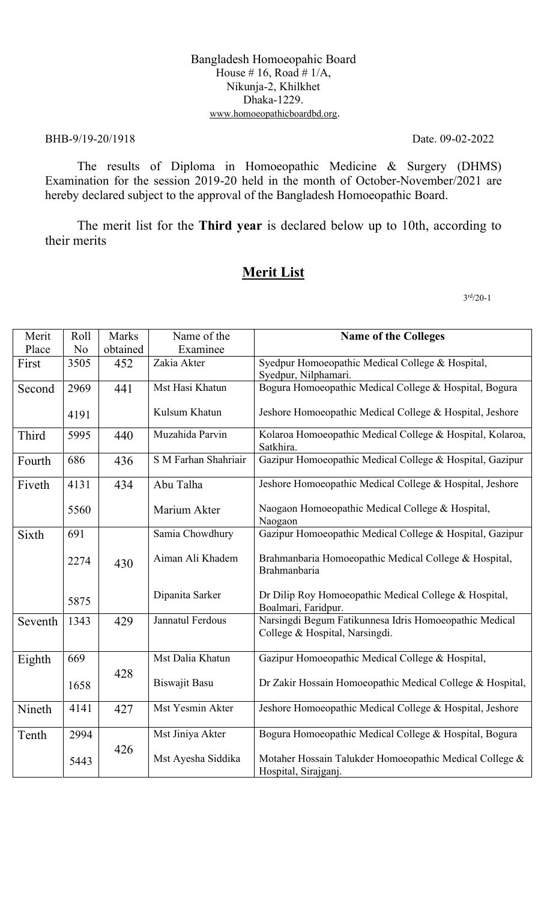Bangladesh Homoeopahic Board
House # 16, Road # 1/A,
Nikunja-2, Khilkhet
Dhaka-1229.
www.homoeopathicboardbd.org.

BHB-9/19-20/1918 Date. 09-02-2022

The results of Diploma in Homoeopathic Medicine & Surgery (DHMS) Examination for the session 2019-20 held in the month of October-November/2021 are hereby declared subject to the approval of the Bangladesh Homoeopathic Board.

The merit list for the **Third year** is declared below up to 10th, according to their merits

## Merit List

3rd/20-1

| Merit Place | Roll No | Marks obtained | Name of the Examinee | **Name of the Colleges** |
|---|---|---|---|---|
| First | 3505 | 452 | Zakia Akter | Syedpur Homoeopathic Medical College & Hospital, Syedpur, Nilphamari. |
| Second | 2969 | 441 | Mst Hasi Khatun | Bogura Homoeopathic Medical College & Hospital, Bogura |
| | 4191 | | Kulsum Khatun | Jeshore Homoeopathic Medical College & Hospital, Jeshore |
| Third | 5995 | 440 | Muzahida Parvin | Kolaroa Homoeopathic Medical College & Hospital, Kolaroa, Satkhira. |
| Fourth | 686 | 436 | S M Farhan Shahriair | Gazipur Homoeopathic Medical College & Hospital, Gazipur |
| Fiveth | 4131 | 434 | Abu Talha | Jeshore Homoeopathic Medical College & Hospital, Jeshore |
| | 5560 | | Marium Akter | Naogaon Homoeopathic Medical College & Hospital, Naogaon |
| Sixth | 691 | 430 | Samia Chowdhury | Gazipur Homoeopathic Medical College & Hospital, Gazipur |
| | 2274 | | Aiman Ali Khadem | Brahmanbaria Homoeopathic Medical College & Hospital, Brahmanbaria |
| | 5875 | | Dipanita Sarker | Dr Dilip Roy Homoeopathic Medical College & Hospital, Boalmari, Faridpur. |
| Seventh | 1343 | 429 | Jannatul Ferdous | Narsingdi Begum Fatikunnesa Idris Homoeopathic Medical College & Hospital, Narsingdi. |
| Eighth | 669 | 428 | Mst Dalia Khatun | Gazipur Homoeopathic Medical College & Hospital, |
| | 1658 | | Biswajit Basu | Dr Zakir Hossain Homoeopathic Medical College & Hospital, |
| Nineth | 4141 | 427 | Mst Yesmin Akter | Jeshore Homoeopathic Medical College & Hospital, Jeshore |
| Tenth | 2994 | 426 | Mst Jiniya Akter | Bogura Homoeopathic Medical College & Hospital, Bogura |
| | 5443 | | Mst Ayesha Siddika | Motaher Hossain Talukder Homoeopathic Medical College & Hospital, Sirajganj. |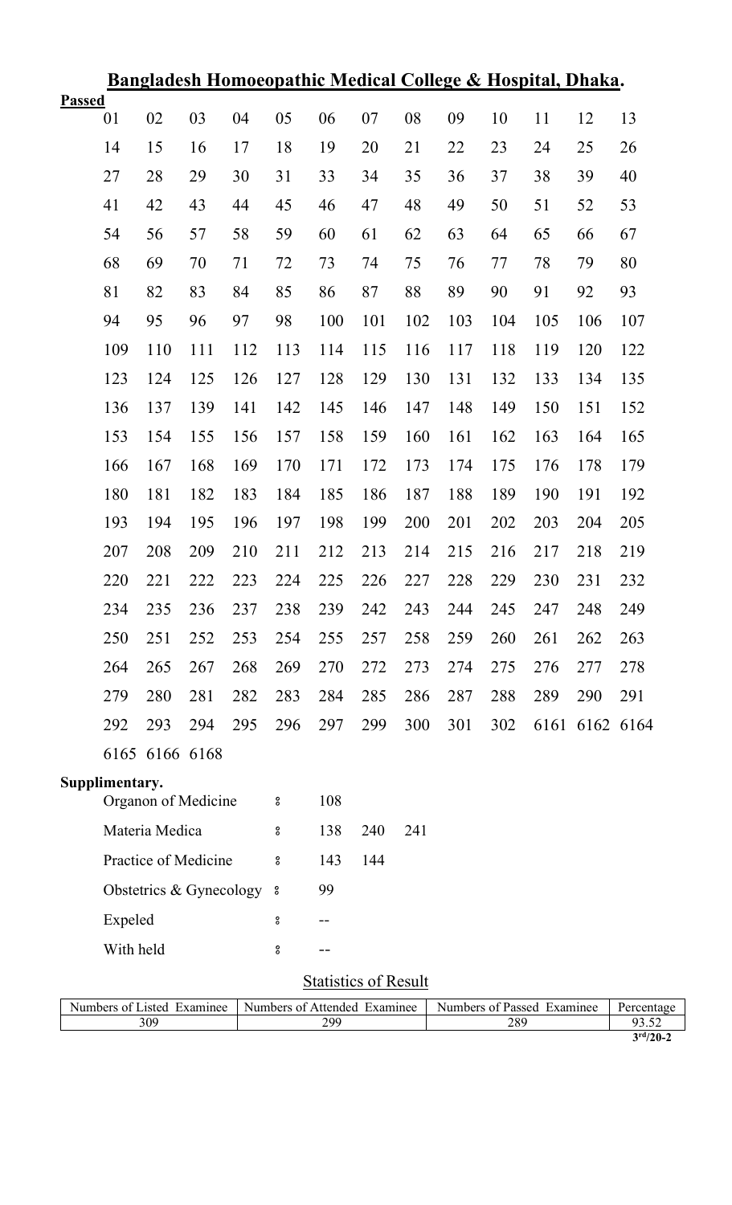## **Bangladesh Homoeopathic Medical College & Hospital, Dhaka.**

**Passed**

| | | | | | | | | | | | | |
|---|---|---|---|---|---|---|---|---|---|---|---|---|
| 01 | 02 | 03 | 04 | 05 | 06 | 07 | 08 | 09 | 10 | 11 | 12 | 13 |
| 14 | 15 | 16 | 17 | 18 | 19 | 20 | 21 | 22 | 23 | 24 | 25 | 26 |
| 27 | 28 | 29 | 30 | 31 | 33 | 34 | 35 | 36 | 37 | 38 | 39 | 40 |
| 41 | 42 | 43 | 44 | 45 | 46 | 47 | 48 | 49 | 50 | 51 | 52 | 53 |
| 54 | 56 | 57 | 58 | 59 | 60 | 61 | 62 | 63 | 64 | 65 | 66 | 67 |
| 68 | 69 | 70 | 71 | 72 | 73 | 74 | 75 | 76 | 77 | 78 | 79 | 80 |
| 81 | 82 | 83 | 84 | 85 | 86 | 87 | 88 | 89 | 90 | 91 | 92 | 93 |
| 94 | 95 | 96 | 97 | 98 | 100 | 101 | 102 | 103 | 104 | 105 | 106 | 107 |
| 109 | 110 | 111 | 112 | 113 | 114 | 115 | 116 | 117 | 118 | 119 | 120 | 122 |
| 123 | 124 | 125 | 126 | 127 | 128 | 129 | 130 | 131 | 132 | 133 | 134 | 135 |
| 136 | 137 | 139 | 141 | 142 | 145 | 146 | 147 | 148 | 149 | 150 | 151 | 152 |
| 153 | 154 | 155 | 156 | 157 | 158 | 159 | 160 | 161 | 162 | 163 | 164 | 165 |
| 166 | 167 | 168 | 169 | 170 | 171 | 172 | 173 | 174 | 175 | 176 | 178 | 179 |
| 180 | 181 | 182 | 183 | 184 | 185 | 186 | 187 | 188 | 189 | 190 | 191 | 192 |
| 193 | 194 | 195 | 196 | 197 | 198 | 199 | 200 | 201 | 202 | 203 | 204 | 205 |
| 207 | 208 | 209 | 210 | 211 | 212 | 213 | 214 | 215 | 216 | 217 | 218 | 219 |
| 220 | 221 | 222 | 223 | 224 | 225 | 226 | 227 | 228 | 229 | 230 | 231 | 232 |
| 234 | 235 | 236 | 237 | 238 | 239 | 242 | 243 | 244 | 245 | 247 | 248 | 249 |
| 250 | 251 | 252 | 253 | 254 | 255 | 257 | 258 | 259 | 260 | 261 | 262 | 263 |
| 264 | 265 | 267 | 268 | 269 | 270 | 272 | 273 | 274 | 275 | 276 | 277 | 278 |
| 279 | 280 | 281 | 282 | 283 | 284 | 285 | 286 | 287 | 288 | 289 | 290 | 291 |
| 292 | 293 | 294 | 295 | 296 | 297 | 299 | 300 | 301 | 302 | 6161 | 6162 | 6164 |
| 6165 | 6166 | 6168 | | | | | | | | | | |

**Supplimentary.**

| | | | | |
|---|---|---|---|---|
| Organon of Medicine | ঃ | 108 | | |
| Materia Medica | ঃ | 138 | 240 | 241 |
| Practice of Medicine | ঃ | 143 | 144 | |
| Obstetrics & Gynecology | ঃ | 99 | | |
| Expeled | ঃ | -- | | |
| With held | ঃ | -- | | |

Statistics of Result

| Numbers of Listed Examinee | Numbers of Attended Examinee | Numbers of Passed Examinee | Percentage |
|---|---|---|---|
| 309 | 299 | 289 | 93.52 |

**3rd/20-2**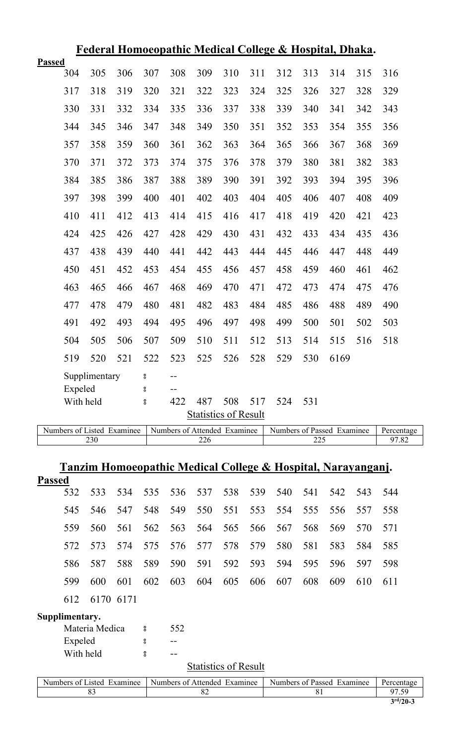## Federal Homoeopathic Medical College & Hospital, Dhaka.

**Passed**

| | | | | | | | | | | | | |
|---|---|---|---|---|---|---|---|---|---|---|---|---|
| 304 | 305 | 306 | 307 | 308 | 309 | 310 | 311 | 312 | 313 | 314 | 315 | 316 |
| 317 | 318 | 319 | 320 | 321 | 322 | 323 | 324 | 325 | 326 | 327 | 328 | 329 |
| 330 | 331 | 332 | 334 | 335 | 336 | 337 | 338 | 339 | 340 | 341 | 342 | 343 |
| 344 | 345 | 346 | 347 | 348 | 349 | 350 | 351 | 352 | 353 | 354 | 355 | 356 |
| 357 | 358 | 359 | 360 | 361 | 362 | 363 | 364 | 365 | 366 | 367 | 368 | 369 |
| 370 | 371 | 372 | 373 | 374 | 375 | 376 | 378 | 379 | 380 | 381 | 382 | 383 |
| 384 | 385 | 386 | 387 | 388 | 389 | 390 | 391 | 392 | 393 | 394 | 395 | 396 |
| 397 | 398 | 399 | 400 | 401 | 402 | 403 | 404 | 405 | 406 | 407 | 408 | 409 |
| 410 | 411 | 412 | 413 | 414 | 415 | 416 | 417 | 418 | 419 | 420 | 421 | 423 |
| 424 | 425 | 426 | 427 | 428 | 429 | 430 | 431 | 432 | 433 | 434 | 435 | 436 |
| 437 | 438 | 439 | 440 | 441 | 442 | 443 | 444 | 445 | 446 | 447 | 448 | 449 |
| 450 | 451 | 452 | 453 | 454 | 455 | 456 | 457 | 458 | 459 | 460 | 461 | 462 |
| 463 | 465 | 466 | 467 | 468 | 469 | 470 | 471 | 472 | 473 | 474 | 475 | 476 |
| 477 | 478 | 479 | 480 | 481 | 482 | 483 | 484 | 485 | 486 | 488 | 489 | 490 |
| 491 | 492 | 493 | 494 | 495 | 496 | 497 | 498 | 499 | 500 | 501 | 502 | 503 |
| 504 | 505 | 506 | 507 | 509 | 510 | 511 | 512 | 513 | 514 | 515 | 516 | 518 |
| 519 | 520 | 521 | 522 | 523 | 525 | 526 | 528 | 529 | 530 | 6169 | | |

Supplimentary : --

Expeled : --

With held : 422 487 508 517 524 531

Statistics of Result

| Numbers of Listed Examinee | Numbers of Attended Examinee | Numbers of Passed Examinee | Percentage |
|---|---|---|---|
| 230 | 226 | 225 | 97.82 |

## Tanzim Homoeopathic Medical College & Hospital, Narayanganj.

**Passed**

| | | | | | | | | | | | | |
|---|---|---|---|---|---|---|---|---|---|---|---|---|
| 532 | 533 | 534 | 535 | 536 | 537 | 538 | 539 | 540 | 541 | 542 | 543 | 544 |
| 545 | 546 | 547 | 548 | 549 | 550 | 551 | 553 | 554 | 555 | 556 | 557 | 558 |
| 559 | 560 | 561 | 562 | 563 | 564 | 565 | 566 | 567 | 568 | 569 | 570 | 571 |
| 572 | 573 | 574 | 575 | 576 | 577 | 578 | 579 | 580 | 581 | 583 | 584 | 585 |
| 586 | 587 | 588 | 589 | 590 | 591 | 592 | 593 | 594 | 595 | 596 | 597 | 598 |
| 599 | 600 | 601 | 602 | 603 | 604 | 605 | 606 | 607 | 608 | 609 | 610 | 611 |
| 612 | 6170 | 6171 | | | | | | | | | | |

**Supplimentary.**

Materia Medica : 552

Expeled : --

With held : --

Statistics of Result

| Numbers of Listed Examinee | Numbers of Attended Examinee | Numbers of Passed Examinee | Percentage |
|---|---|---|---|
| 83 | 82 | 81 | 97.59 |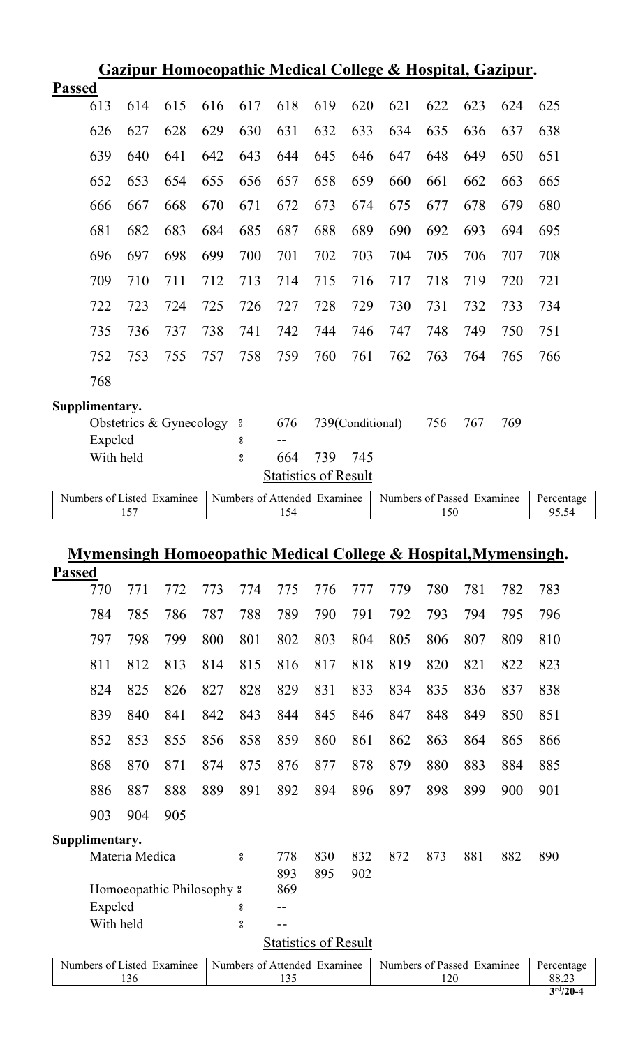## Gazipur Homoeopathic Medical College & Hospital, Gazipur.

**Passed**

| | | | | | | | | | | | | |
|---|---|---|---|---|---|---|---|---|---|---|---|---|
| 613 | 614 | 615 | 616 | 617 | 618 | 619 | 620 | 621 | 622 | 623 | 624 | 625 |
| 626 | 627 | 628 | 629 | 630 | 631 | 632 | 633 | 634 | 635 | 636 | 637 | 638 |
| 639 | 640 | 641 | 642 | 643 | 644 | 645 | 646 | 647 | 648 | 649 | 650 | 651 |
| 652 | 653 | 654 | 655 | 656 | 657 | 658 | 659 | 660 | 661 | 662 | 663 | 665 |
| 666 | 667 | 668 | 670 | 671 | 672 | 673 | 674 | 675 | 677 | 678 | 679 | 680 |
| 681 | 682 | 683 | 684 | 685 | 687 | 688 | 689 | 690 | 692 | 693 | 694 | 695 |
| 696 | 697 | 698 | 699 | 700 | 701 | 702 | 703 | 704 | 705 | 706 | 707 | 708 |
| 709 | 710 | 711 | 712 | 713 | 714 | 715 | 716 | 717 | 718 | 719 | 720 | 721 |
| 722 | 723 | 724 | 725 | 726 | 727 | 728 | 729 | 730 | 731 | 732 | 733 | 734 |
| 735 | 736 | 737 | 738 | 741 | 742 | 744 | 746 | 747 | 748 | 749 | 750 | 751 |
| 752 | 753 | 755 | 757 | 758 | 759 | 760 | 761 | 762 | 763 | 764 | 765 | 766 |
| 768 | | | | | | | | | | | | |

**Supplimentary.**

Obstetrics & Gynecology : 676 739(Conditional) 756 767 769

Expeled : --

With held : 664 739 745

Statistics of Result

| Numbers of Listed Examinee | Numbers of Attended Examinee | Numbers of Passed Examinee | Percentage |
|---|---|---|---|
| 157 | 154 | 150 | 95.54 |

## Mymensingh Homoeopathic Medical College & Hospital,Mymensingh.

**Passed**

| | | | | | | | | | | | | |
|---|---|---|---|---|---|---|---|---|---|---|---|---|
| 770 | 771 | 772 | 773 | 774 | 775 | 776 | 777 | 779 | 780 | 781 | 782 | 783 |
| 784 | 785 | 786 | 787 | 788 | 789 | 790 | 791 | 792 | 793 | 794 | 795 | 796 |
| 797 | 798 | 799 | 800 | 801 | 802 | 803 | 804 | 805 | 806 | 807 | 809 | 810 |
| 811 | 812 | 813 | 814 | 815 | 816 | 817 | 818 | 819 | 820 | 821 | 822 | 823 |
| 824 | 825 | 826 | 827 | 828 | 829 | 831 | 833 | 834 | 835 | 836 | 837 | 838 |
| 839 | 840 | 841 | 842 | 843 | 844 | 845 | 846 | 847 | 848 | 849 | 850 | 851 |
| 852 | 853 | 855 | 856 | 858 | 859 | 860 | 861 | 862 | 863 | 864 | 865 | 866 |
| 868 | 870 | 871 | 874 | 875 | 876 | 877 | 878 | 879 | 880 | 883 | 884 | 885 |
| 886 | 887 | 888 | 889 | 891 | 892 | 894 | 896 | 897 | 898 | 899 | 900 | 901 |
| 903 | 904 | 905 | | | | | | | | | | |

**Supplimentary.**

Materia Medica : 778 830 832 872 873 881 882 890 893 895 902

Homoeopathic Philosophy : 869

Expeled : --

With held : --

Statistics of Result

| Numbers of Listed Examinee | Numbers of Attended Examinee | Numbers of Passed Examinee | Percentage |
|---|---|---|---|
| 136 | 135 | 120 | 88.23 |

3rd/20-4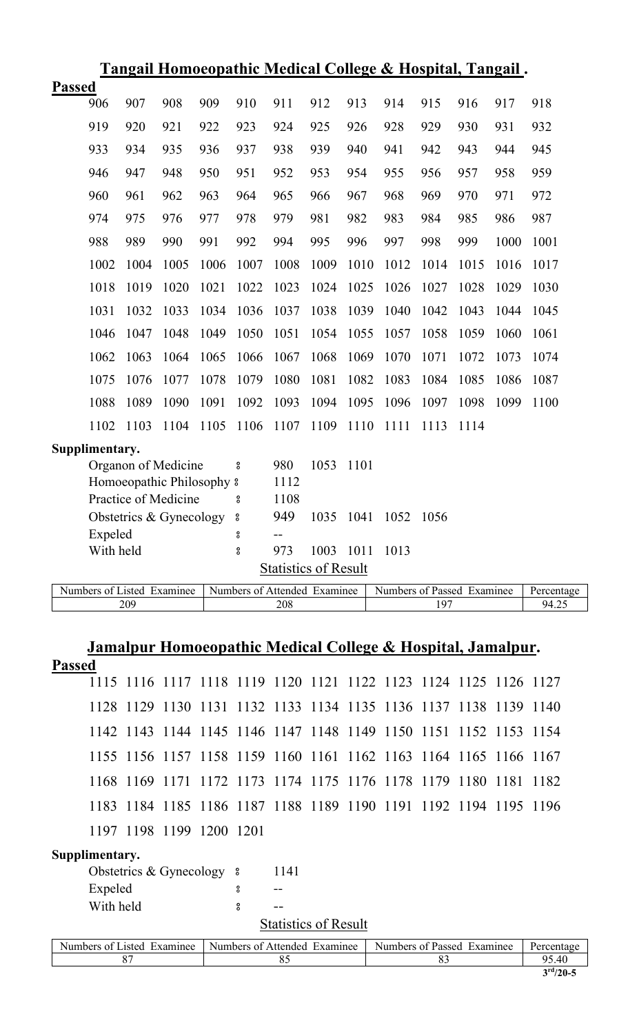## Tangail Homoeopathic Medical College & Hospital, Tangail .

**Passed**

| | | | | | | | | | | | | |
|---|---|---|---|---|---|---|---|---|---|---|---|---|
| 906 | 907 | 908 | 909 | 910 | 911 | 912 | 913 | 914 | 915 | 916 | 917 | 918 |
| 919 | 920 | 921 | 922 | 923 | 924 | 925 | 926 | 928 | 929 | 930 | 931 | 932 |
| 933 | 934 | 935 | 936 | 937 | 938 | 939 | 940 | 941 | 942 | 943 | 944 | 945 |
| 946 | 947 | 948 | 950 | 951 | 952 | 953 | 954 | 955 | 956 | 957 | 958 | 959 |
| 960 | 961 | 962 | 963 | 964 | 965 | 966 | 967 | 968 | 969 | 970 | 971 | 972 |
| 974 | 975 | 976 | 977 | 978 | 979 | 981 | 982 | 983 | 984 | 985 | 986 | 987 |
| 988 | 989 | 990 | 991 | 992 | 994 | 995 | 996 | 997 | 998 | 999 | 1000 | 1001 |
| 1002 | 1004 | 1005 | 1006 | 1007 | 1008 | 1009 | 1010 | 1012 | 1014 | 1015 | 1016 | 1017 |
| 1018 | 1019 | 1020 | 1021 | 1022 | 1023 | 1024 | 1025 | 1026 | 1027 | 1028 | 1029 | 1030 |
| 1031 | 1032 | 1033 | 1034 | 1036 | 1037 | 1038 | 1039 | 1040 | 1042 | 1043 | 1044 | 1045 |
| 1046 | 1047 | 1048 | 1049 | 1050 | 1051 | 1054 | 1055 | 1057 | 1058 | 1059 | 1060 | 1061 |
| 1062 | 1063 | 1064 | 1065 | 1066 | 1067 | 1068 | 1069 | 1070 | 1071 | 1072 | 1073 | 1074 |
| 1075 | 1076 | 1077 | 1078 | 1079 | 1080 | 1081 | 1082 | 1083 | 1084 | 1085 | 1086 | 1087 |
| 1088 | 1089 | 1090 | 1091 | 1092 | 1093 | 1094 | 1095 | 1096 | 1097 | 1098 | 1099 | 1100 |
| 1102 | 1103 | 1104 | 1105 | 1106 | 1107 | 1109 | 1110 | 1111 | 1113 | 1114 | | |

**Supplimentary.**

| | | | | | | |
|---|---|---|---|---|---|---|
| Organon of Medicine | : | 980 | 1053 | 1101 | | |
| Homoeopathic Philosophy | : | 1112 | | | | |
| Practice of Medicine | : | 1108 | | | | |
| Obstetrics & Gynecology | : | 949 | 1035 | 1041 | 1052 | 1056 |
| Expeled | : | -- | | | | |
| With held | : | 973 | 1003 | 1011 | 1013 | |

Statistics of Result

| Numbers of Listed Examinee | Numbers of Attended Examinee | Numbers of Passed Examinee | Percentage |
|---|---|---|---|
| 209 | 208 | 197 | 94.25 |

## Jamalpur Homoeopathic Medical College & Hospital, Jamalpur.

**Passed**

| | | | | | | | | | | | | |
|---|---|---|---|---|---|---|---|---|---|---|---|---|
| 1115 | 1116 | 1117 | 1118 | 1119 | 1120 | 1121 | 1122 | 1123 | 1124 | 1125 | 1126 | 1127 |
| 1128 | 1129 | 1130 | 1131 | 1132 | 1133 | 1134 | 1135 | 1136 | 1137 | 1138 | 1139 | 1140 |
| 1142 | 1143 | 1144 | 1145 | 1146 | 1147 | 1148 | 1149 | 1150 | 1151 | 1152 | 1153 | 1154 |
| 1155 | 1156 | 1157 | 1158 | 1159 | 1160 | 1161 | 1162 | 1163 | 1164 | 1165 | 1166 | 1167 |
| 1168 | 1169 | 1171 | 1172 | 1173 | 1174 | 1175 | 1176 | 1178 | 1179 | 1180 | 1181 | 1182 |
| 1183 | 1184 | 1185 | 1186 | 1187 | 1188 | 1189 | 1190 | 1191 | 1192 | 1194 | 1195 | 1196 |
| 1197 | 1198 | 1199 | 1200 | 1201 | | | | | | | | |

**Supplimentary.**

| | | |
|---|---|---|
| Obstetrics & Gynecology | : | 1141 |
| Expeled | : | -- |
| With held | : | -- |

Statistics of Result

| Numbers of Listed Examinee | Numbers of Attended Examinee | Numbers of Passed Examinee | Percentage |
|---|---|---|---|
| 87 | 85 | 83 | 95.40 |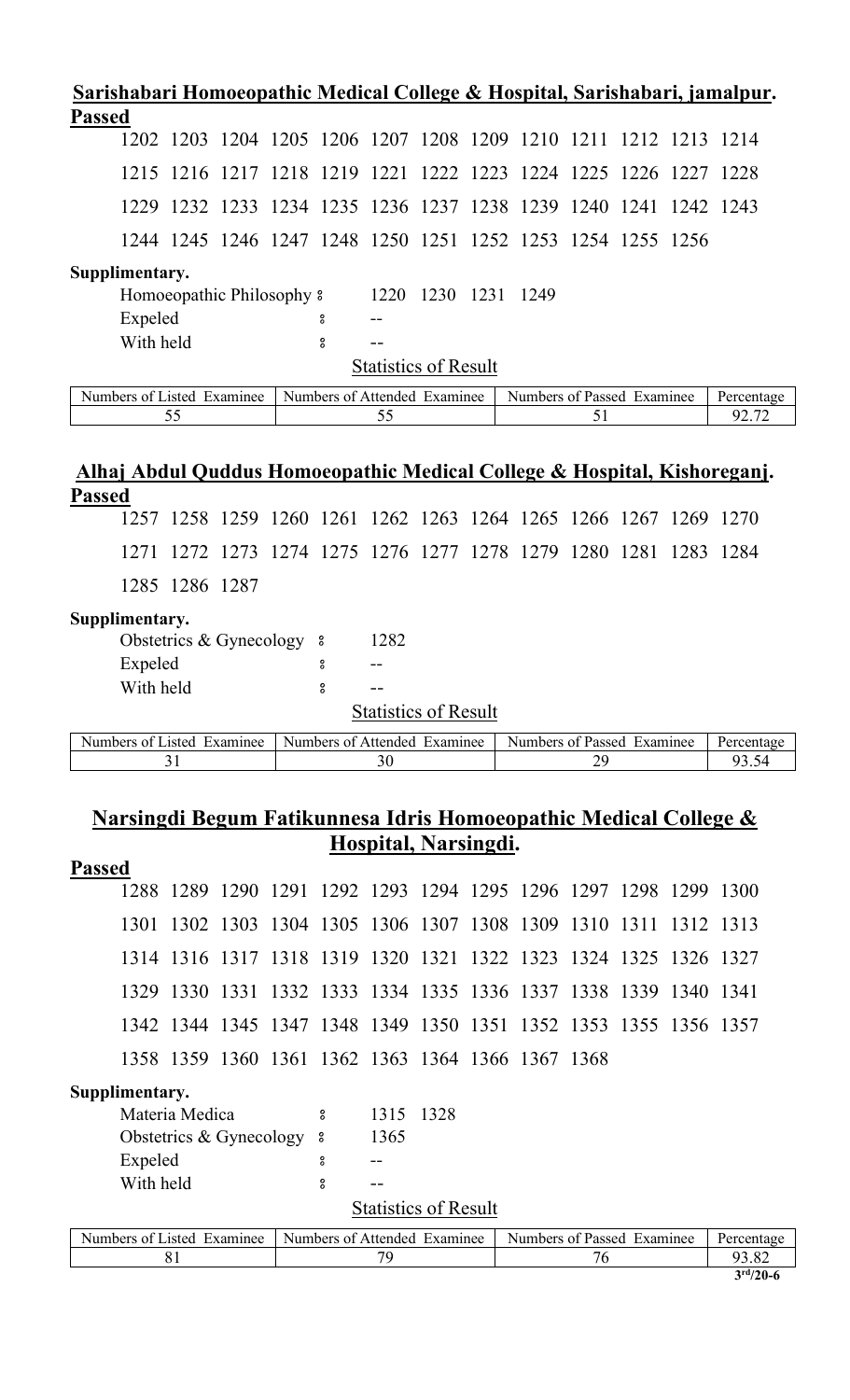## Sarishabari Homoeopathic Medical College & Hospital, Sarishabari, jamalpur.

**Passed**

1202 1203 1204 1205 1206 1207 1208 1209 1210 1211 1212 1213 1214

1215 1216 1217 1218 1219 1221 1222 1223 1224 1225 1226 1227 1228

1229 1232 1233 1234 1235 1236 1237 1238 1239 1240 1241 1242 1243

1244 1245 1246 1247 1248 1250 1251 1252 1253 1254 1255 1256

**Supplimentary.**

Homoeopathic Philosophy : 1220 1230 1231 1249

Expeled : --

With held : --

Statistics of Result

| Numbers of Listed Examinee | Numbers of Attended Examinee | Numbers of Passed Examinee | Percentage |
|---|---|---|---|
| 55 | 55 | 51 | 92.72 |

## Alhaj Abdul Quddus Homoeopathic Medical College & Hospital, Kishoreganj.

**Passed**

1257 1258 1259 1260 1261 1262 1263 1264 1265 1266 1267 1269 1270

1271 1272 1273 1274 1275 1276 1277 1278 1279 1280 1281 1283 1284

1285 1286 1287

**Supplimentary.**

Obstetrics & Gynecology : 1282

Expeled : --

With held : --

Statistics of Result

| Numbers of Listed Examinee | Numbers of Attended Examinee | Numbers of Passed Examinee | Percentage |
|---|---|---|---|
| 31 | 30 | 29 | 93.54 |

## Narsingdi Begum Fatikunnesa Idris Homoeopathic Medical College & Hospital, Narsingdi.

**Passed**

1288 1289 1290 1291 1292 1293 1294 1295 1296 1297 1298 1299 1300

1301 1302 1303 1304 1305 1306 1307 1308 1309 1310 1311 1312 1313

1314 1316 1317 1318 1319 1320 1321 1322 1323 1324 1325 1326 1327

1329 1330 1331 1332 1333 1334 1335 1336 1337 1338 1339 1340 1341

1342 1344 1345 1347 1348 1349 1350 1351 1352 1353 1355 1356 1357

1358 1359 1360 1361 1362 1363 1364 1366 1367 1368

**Supplimentary.**

Materia Medica : 1315 1328

Obstetrics & Gynecology : 1365

Expeled : --

With held : --

Statistics of Result

| Numbers of Listed Examinee | Numbers of Attended Examinee | Numbers of Passed Examinee | Percentage |
|---|---|---|---|
| 81 | 79 | 76 | 93.82 |

3rd/20-6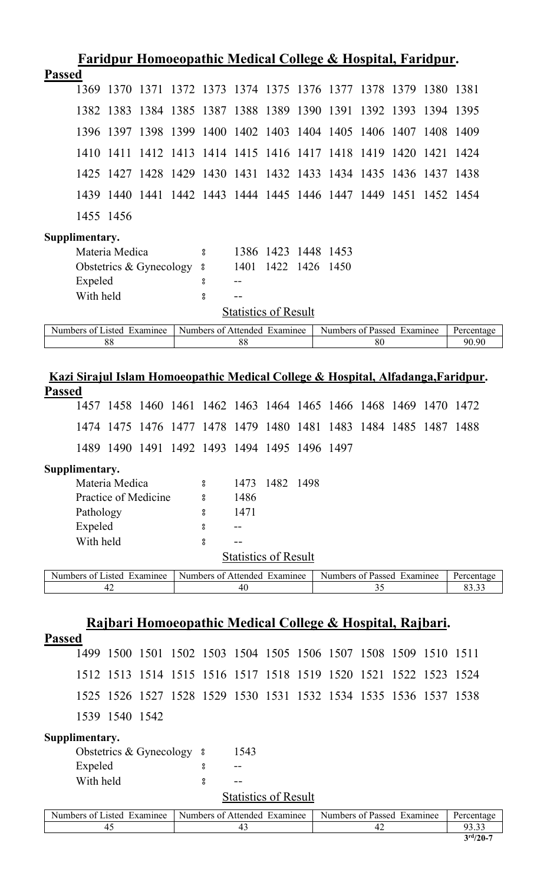## Faridpur Homoeopathic Medical College & Hospital, Faridpur.

**Passed**

1369 1370 1371 1372 1373 1374 1375 1376 1377 1378 1379 1380 1381
1382 1383 1384 1385 1387 1388 1389 1390 1391 1392 1393 1394 1395
1396 1397 1398 1399 1400 1402 1403 1404 1405 1406 1407 1408 1409
1410 1411 1412 1413 1414 1415 1416 1417 1418 1419 1420 1421 1424
1425 1427 1428 1429 1430 1431 1432 1433 1434 1435 1436 1437 1438
1439 1440 1441 1442 1443 1444 1445 1446 1447 1449 1451 1452 1454
1455 1456

**Supplimentary.**

Materia Medica ঃ 1386 1423 1448 1453
Obstetrics & Gynecology ঃ 1401 1422 1426 1450
Expeled ঃ --
With held ঃ --

Statistics of Result

| Numbers of Listed Examinee | Numbers of Attended Examinee | Numbers of Passed Examinee | Percentage |
|---|---|---|---|
| 88 | 88 | 80 | 90.90 |

## Kazi Sirajul Islam Homoeopathic Medical College & Hospital, Alfadanga,Faridpur.

**Passed**

1457 1458 1460 1461 1462 1463 1464 1465 1466 1468 1469 1470 1472
1474 1475 1476 1477 1478 1479 1480 1481 1483 1484 1485 1487 1488
1489 1490 1491 1492 1493 1494 1495 1496 1497

**Supplimentary.**

Materia Medica ঃ 1473 1482 1498
Practice of Medicine ঃ 1486
Pathology ঃ 1471
Expeled ঃ --
With held ঃ --

Statistics of Result

| Numbers of Listed Examinee | Numbers of Attended Examinee | Numbers of Passed Examinee | Percentage |
|---|---|---|---|
| 42 | 40 | 35 | 83.33 |

## Rajbari Homoeopathic Medical College & Hospital, Rajbari.

**Passed**

1499 1500 1501 1502 1503 1504 1505 1506 1507 1508 1509 1510 1511
1512 1513 1514 1515 1516 1517 1518 1519 1520 1521 1522 1523 1524
1525 1526 1527 1528 1529 1530 1531 1532 1534 1535 1536 1537 1538
1539 1540 1542

**Supplimentary.**

Obstetrics & Gynecology ঃ 1543
Expeled ঃ --
With held ঃ --

Statistics of Result

| Numbers of Listed Examinee | Numbers of Attended Examinee | Numbers of Passed Examinee | Percentage |
|---|---|---|---|
| 45 | 43 | 42 | 93.33 |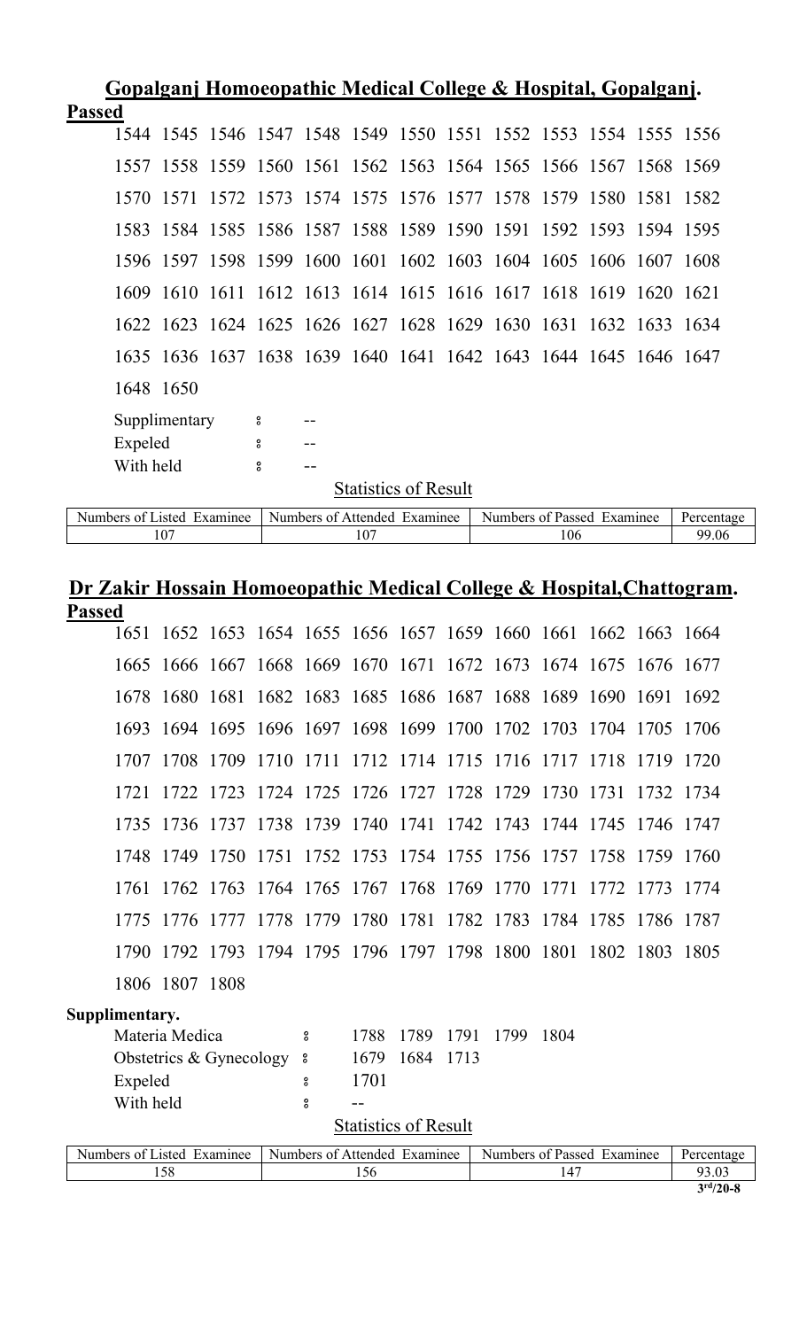## Gopalganj Homoeopathic Medical College & Hospital, Gopalganj.

**Passed**

1544 1545 1546 1547 1548 1549 1550 1551 1552 1553 1554 1555 1556
1557 1558 1559 1560 1561 1562 1563 1564 1565 1566 1567 1568 1569
1570 1571 1572 1573 1574 1575 1576 1577 1578 1579 1580 1581 1582
1583 1584 1585 1586 1587 1588 1589 1590 1591 1592 1593 1594 1595
1596 1597 1598 1599 1600 1601 1602 1603 1604 1605 1606 1607 1608
1609 1610 1611 1612 1613 1614 1615 1616 1617 1618 1619 1620 1621
1622 1623 1624 1625 1626 1627 1628 1629 1630 1631 1632 1633 1634
1635 1636 1637 1638 1639 1640 1641 1642 1643 1644 1645 1646 1647
1648 1650

Supplimentary ঃ --
Expeled ঃ --
With held ঃ --

Statistics of Result

| Numbers of Listed Examinee | Numbers of Attended Examinee | Numbers of Passed Examinee | Percentage |
|---|---|---|---|
| 107 | 107 | 106 | 99.06 |

## Dr Zakir Hossain Homoeopathic Medical College & Hospital, Chattogram.

**Passed**

1651 1652 1653 1654 1655 1656 1657 1659 1660 1661 1662 1663 1664
1665 1666 1667 1668 1669 1670 1671 1672 1673 1674 1675 1676 1677
1678 1680 1681 1682 1683 1685 1686 1687 1688 1689 1690 1691 1692
1693 1694 1695 1696 1697 1698 1699 1700 1702 1703 1704 1705 1706
1707 1708 1709 1710 1711 1712 1714 1715 1716 1717 1718 1719 1720
1721 1722 1723 1724 1725 1726 1727 1728 1729 1730 1731 1732 1734
1735 1736 1737 1738 1739 1740 1741 1742 1743 1744 1745 1746 1747
1748 1749 1750 1751 1752 1753 1754 1755 1756 1757 1758 1759 1760
1761 1762 1763 1764 1765 1767 1768 1769 1770 1771 1772 1773 1774
1775 1776 1777 1778 1779 1780 1781 1782 1783 1784 1785 1786 1787
1790 1792 1793 1794 1795 1796 1797 1798 1800 1801 1802 1803 1805
1806 1807 1808

**Supplimentary.**

Materia Medica ঃ 1788 1789 1791 1799 1804
Obstetrics & Gynecology ঃ 1679 1684 1713
Expeled ঃ 1701
With held ঃ --

Statistics of Result

| Numbers of Listed Examinee | Numbers of Attended Examinee | Numbers of Passed Examinee | Percentage |
|---|---|---|---|
| 158 | 156 | 147 | 93.03 |

**3rd/20-8**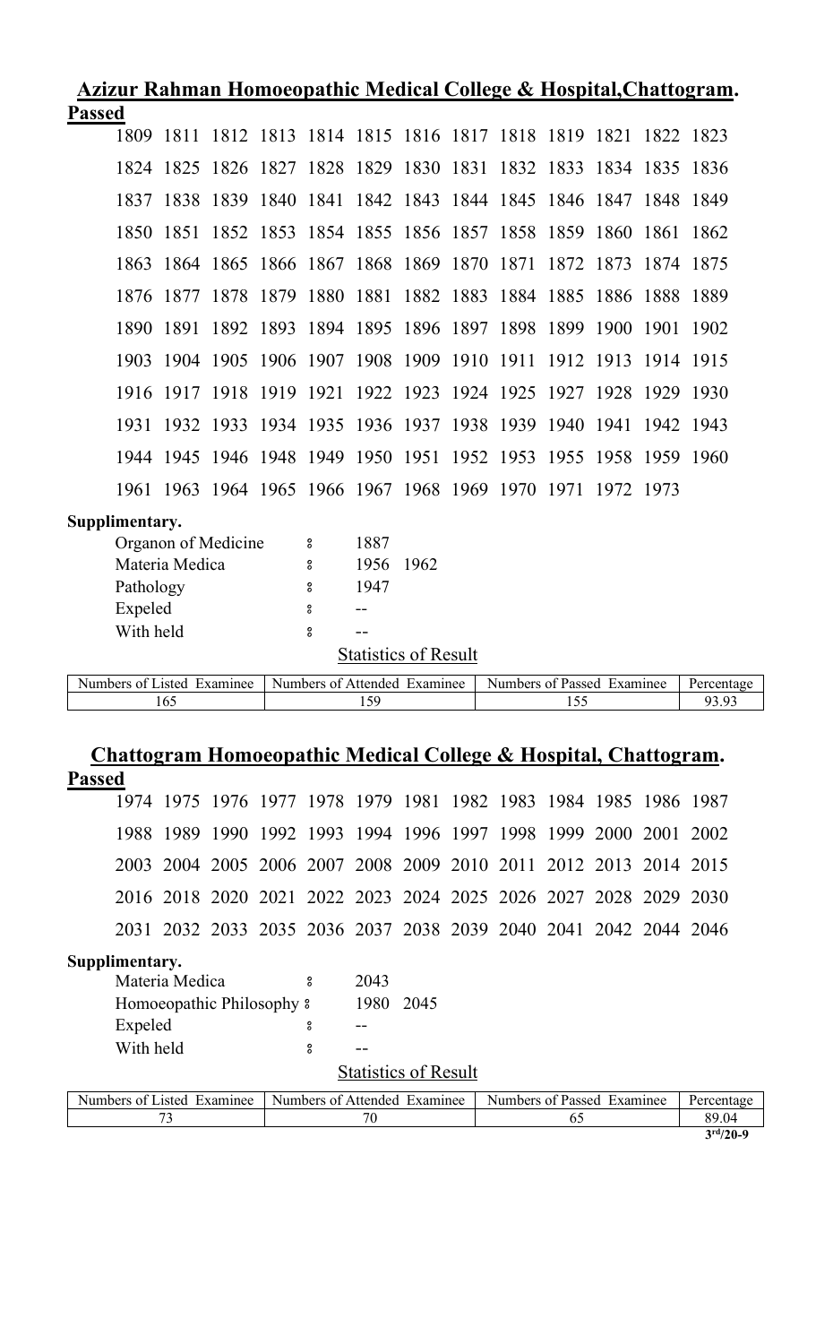## Azizur Rahman Homoeopathic Medical College & Hospital,Chattogram.

**Passed**

1809 1811 1812 1813 1814 1815 1816 1817 1818 1819 1821 1822 1823
1824 1825 1826 1827 1828 1829 1830 1831 1832 1833 1834 1835 1836
1837 1838 1839 1840 1841 1842 1843 1844 1845 1846 1847 1848 1849
1850 1851 1852 1853 1854 1855 1856 1857 1858 1859 1860 1861 1862
1863 1864 1865 1866 1867 1868 1869 1870 1871 1872 1873 1874 1875
1876 1877 1878 1879 1880 1881 1882 1883 1884 1885 1886 1888 1889
1890 1891 1892 1893 1894 1895 1896 1897 1898 1899 1900 1901 1902
1903 1904 1905 1906 1907 1908 1909 1910 1911 1912 1913 1914 1915
1916 1917 1918 1919 1921 1922 1923 1924 1925 1927 1928 1929 1930
1931 1932 1933 1934 1935 1936 1937 1938 1939 1940 1941 1942 1943
1944 1945 1946 1948 1949 1950 1951 1952 1953 1955 1958 1959 1960
1961 1963 1964 1965 1966 1967 1968 1969 1970 1971 1972 1973

**Supplimentary.**

Organon of Medicine : 1887
Materia Medica : 1956 1962
Pathology : 1947
Expeled : --
With held : --

Statistics of Result

| Numbers of Listed Examinee | Numbers of Attended Examinee | Numbers of Passed Examinee | Percentage |
|---|---|---|---|
| 165 | 159 | 155 | 93.93 |

## Chattogram Homoeopathic Medical College & Hospital, Chattogram.

**Passed**

1974 1975 1976 1977 1978 1979 1981 1982 1983 1984 1985 1986 1987
1988 1989 1990 1992 1993 1994 1996 1997 1998 1999 2000 2001 2002
2003 2004 2005 2006 2007 2008 2009 2010 2011 2012 2013 2014 2015
2016 2018 2020 2021 2022 2023 2024 2025 2026 2027 2028 2029 2030
2031 2032 2033 2035 2036 2037 2038 2039 2040 2041 2042 2044 2046

**Supplimentary.**

Materia Medica : 2043
Homoeopathic Philosophy : 1980 2045
Expeled : --
With held : --

Statistics of Result

| Numbers of Listed Examinee | Numbers of Attended Examinee | Numbers of Passed Examinee | Percentage |
|---|---|---|---|
| 73 | 70 | 65 | 89.04 |

3rd/20-9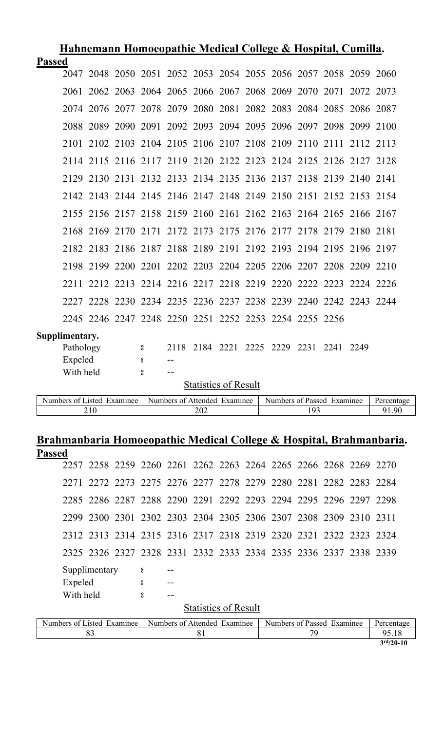## Hahnemann Homoeopathic Medical College & Hospital, Cumilla.

**Passed**

2047 2048 2050 2051 2052 2053 2054 2055 2056 2057 2058 2059 2060
2061 2062 2063 2064 2065 2066 2067 2068 2069 2070 2071 2072 2073
2074 2076 2077 2078 2079 2080 2081 2082 2083 2084 2085 2086 2087
2088 2089 2090 2091 2092 2093 2094 2095 2096 2097 2098 2099 2100
2101 2102 2103 2104 2105 2106 2107 2108 2109 2110 2111 2112 2113
2114 2115 2116 2117 2119 2120 2122 2123 2124 2125 2126 2127 2128
2129 2130 2131 2132 2133 2134 2135 2136 2137 2138 2139 2140 2141
2142 2143 2144 2145 2146 2147 2148 2149 2150 2151 2152 2153 2154
2155 2156 2157 2158 2159 2160 2161 2162 2163 2164 2165 2166 2167
2168 2169 2170 2171 2172 2173 2175 2176 2177 2178 2179 2180 2181
2182 2183 2186 2187 2188 2189 2191 2192 2193 2194 2195 2196 2197
2198 2199 2200 2201 2202 2203 2204 2205 2206 2207 2208 2209 2210
2211 2212 2213 2214 2216 2217 2218 2219 2220 2222 2223 2224 2226
2227 2228 2230 2234 2235 2236 2237 2238 2239 2240 2242 2243 2244
2245 2246 2247 2248 2250 2251 2252 2253 2254 2255 2256

**Supplimentary.**

Pathology ঃ 2118 2184 2221 2225 2229 2231 2241 2249

Expeled ঃ --

With held ঃ --

Statistics of Result

| Numbers of Listed Examinee | Numbers of Attended Examinee | Numbers of Passed Examinee | Percentage |
|---|---|---|---|
| 210 | 202 | 193 | 91.90 |

## Brahmanbaria Homoeopathic Medical College & Hospital, Brahmanbaria.

**Passed**

2257 2258 2259 2260 2261 2262 2263 2264 2265 2266 2268 2269 2270
2271 2272 2273 2275 2276 2277 2278 2279 2280 2281 2282 2283 2284
2285 2286 2287 2288 2290 2291 2292 2293 2294 2295 2296 2297 2298
2299 2300 2301 2302 2303 2304 2305 2306 2307 2308 2309 2310 2311
2312 2313 2314 2315 2316 2317 2318 2319 2320 2321 2322 2323 2324
2325 2326 2327 2328 2331 2332 2333 2334 2335 2336 2337 2338 2339

Supplimentary ঃ --

Expeled ঃ --

With held ঃ --

Statistics of Result

| Numbers of Listed Examinee | Numbers of Attended Examinee | Numbers of Passed Examinee | Percentage |
|---|---|---|---|
| 83 | 81 | 79 | 95.18 |

**3rd/20-10**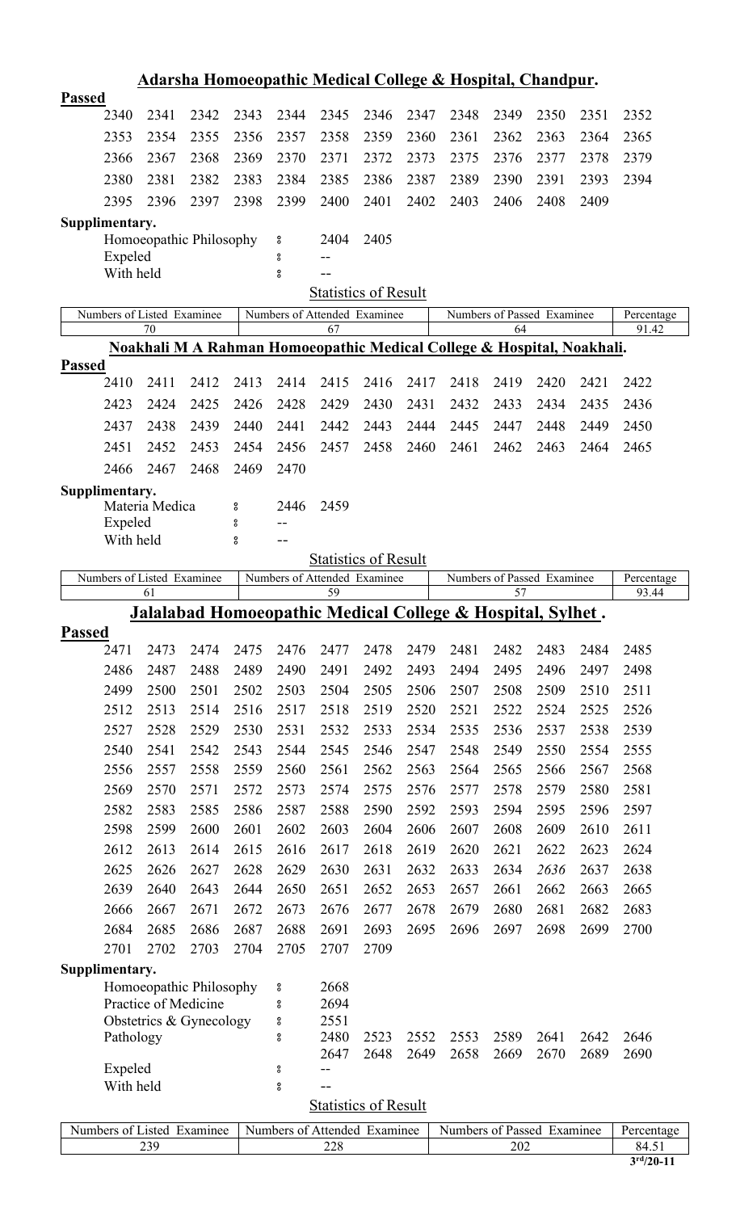## Adarsha Homoeopathic Medical College & Hospital, Chandpur.

**Passed**

| | | | | | | | | | | | | |
|---|---|---|---|---|---|---|---|---|---|---|---|---|
| 2340 | 2341 | 2342 | 2343 | 2344 | 2345 | 2346 | 2347 | 2348 | 2349 | 2350 | 2351 | 2352 |
| 2353 | 2354 | 2355 | 2356 | 2357 | 2358 | 2359 | 2360 | 2361 | 2362 | 2363 | 2364 | 2365 |
| 2366 | 2367 | 2368 | 2369 | 2370 | 2371 | 2372 | 2373 | 2375 | 2376 | 2377 | 2378 | 2379 |
| 2380 | 2381 | 2382 | 2383 | 2384 | 2385 | 2386 | 2387 | 2389 | 2390 | 2391 | 2393 | 2394 |
| 2395 | 2396 | 2397 | 2398 | 2399 | 2400 | 2401 | 2402 | 2403 | 2406 | 2408 | 2409 | |

**Supplimentary.**

Homoeopathic Philosophy : 2404 2405

Expeled : --

With held : --

Statistics of Result

| Numbers of Listed Examinee | Numbers of Attended Examinee | Numbers of Passed Examinee | Percentage |
|---|---|---|---|
| 70 | 67 | 64 | 91.42 |

## Noakhali M A Rahman Homoeopathic Medical College & Hospital, Noakhali.

**Passed**

| | | | | | | | | | | | | |
|---|---|---|---|---|---|---|---|---|---|---|---|---|
| 2410 | 2411 | 2412 | 2413 | 2414 | 2415 | 2416 | 2417 | 2418 | 2419 | 2420 | 2421 | 2422 |
| 2423 | 2424 | 2425 | 2426 | 2428 | 2429 | 2430 | 2431 | 2432 | 2433 | 2434 | 2435 | 2436 |
| 2437 | 2438 | 2439 | 2440 | 2441 | 2442 | 2443 | 2444 | 2445 | 2447 | 2448 | 2449 | 2450 |
| 2451 | 2452 | 2453 | 2454 | 2456 | 2457 | 2458 | 2460 | 2461 | 2462 | 2463 | 2464 | 2465 |
| 2466 | 2467 | 2468 | 2469 | 2470 | | | | | | | | |

**Supplimentary.**

Materia Medica : 2446 2459

Expeled : --

With held : --

Statistics of Result

| Numbers of Listed Examinee | Numbers of Attended Examinee | Numbers of Passed Examinee | Percentage |
|---|---|---|---|
| 61 | 59 | 57 | 93.44 |

## Jalalabad Homoeopathic Medical College & Hospital, Sylhet .

**Passed**

| | | | | | | | | | | | | |
|---|---|---|---|---|---|---|---|---|---|---|---|---|
| 2471 | 2473 | 2474 | 2475 | 2476 | 2477 | 2478 | 2479 | 2481 | 2482 | 2483 | 2484 | 2485 |
| 2486 | 2487 | 2488 | 2489 | 2490 | 2491 | 2492 | 2493 | 2494 | 2495 | 2496 | 2497 | 2498 |
| 2499 | 2500 | 2501 | 2502 | 2503 | 2504 | 2505 | 2506 | 2507 | 2508 | 2509 | 2510 | 2511 |
| 2512 | 2513 | 2514 | 2516 | 2517 | 2518 | 2519 | 2520 | 2521 | 2522 | 2524 | 2525 | 2526 |
| 2527 | 2528 | 2529 | 2530 | 2531 | 2532 | 2533 | 2534 | 2535 | 2536 | 2537 | 2538 | 2539 |
| 2540 | 2541 | 2542 | 2543 | 2544 | 2545 | 2546 | 2547 | 2548 | 2549 | 2550 | 2554 | 2555 |
| 2556 | 2557 | 2558 | 2559 | 2560 | 2561 | 2562 | 2563 | 2564 | 2565 | 2566 | 2567 | 2568 |
| 2569 | 2570 | 2571 | 2572 | 2573 | 2574 | 2575 | 2576 | 2577 | 2578 | 2579 | 2580 | 2581 |
| 2582 | 2583 | 2585 | 2586 | 2587 | 2588 | 2590 | 2592 | 2593 | 2594 | 2595 | 2596 | 2597 |
| 2598 | 2599 | 2600 | 2601 | 2602 | 2603 | 2604 | 2606 | 2607 | 2608 | 2609 | 2610 | 2611 |
| 2612 | 2613 | 2614 | 2615 | 2616 | 2617 | 2618 | 2619 | 2620 | 2621 | 2622 | 2623 | 2624 |
| 2625 | 2626 | 2627 | 2628 | 2629 | 2630 | 2631 | 2632 | 2633 | 2634 | *2636* | 2637 | 2638 |
| 2639 | 2640 | 2643 | 2644 | 2650 | 2651 | 2652 | 2653 | 2657 | 2661 | 2662 | 2663 | 2665 |
| 2666 | 2667 | 2671 | 2672 | 2673 | 2676 | 2677 | 2678 | 2679 | 2680 | 2681 | 2682 | 2683 |
| 2684 | 2685 | 2686 | 2687 | 2688 | 2691 | 2693 | 2695 | 2696 | 2697 | 2698 | 2699 | 2700 |
| 2701 | 2702 | 2703 | 2704 | 2705 | 2707 | 2709 | | | | | | |

**Supplimentary.**

Homoeopathic Philosophy : 2668

Practice of Medicine : 2694

Obstetrics & Gynecology : 2551

Pathology : 2480 2523 2552 2553 2589 2641 2642 2646 2647 2648 2649 2658 2669 2670 2689 2690

Expeled : --

With held : --

Statistics of Result

| Numbers of Listed Examinee | Numbers of Attended Examinee | Numbers of Passed Examinee | Percentage |
|---|---|---|---|
| 239 | 228 | 202 | 84.51 |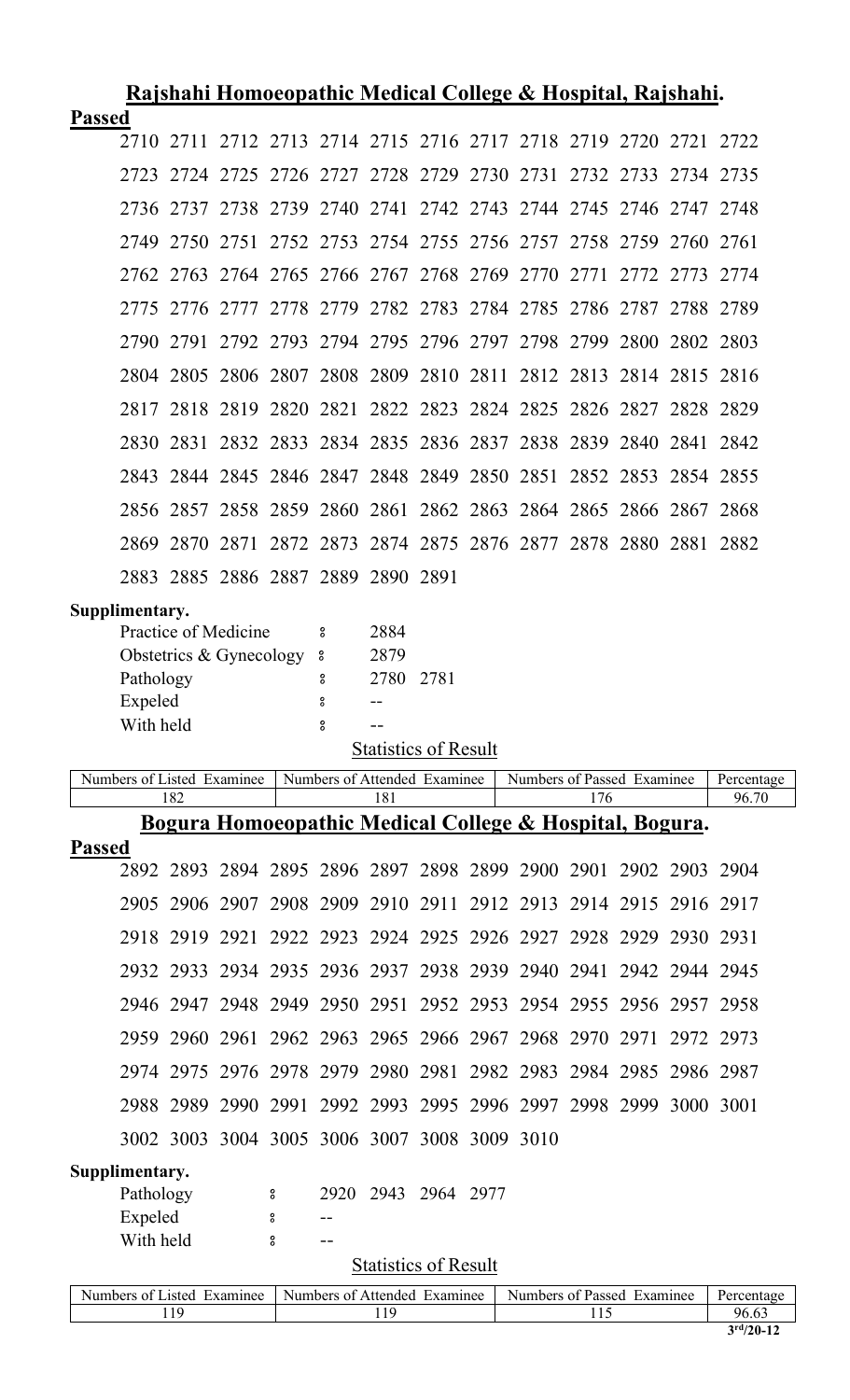## Rajshahi Homoeopathic Medical College & Hospital, Rajshahi.

**Passed**

2710 2711 2712 2713 2714 2715 2716 2717 2718 2719 2720 2721 2722

2723 2724 2725 2726 2727 2728 2729 2730 2731 2732 2733 2734 2735

2736 2737 2738 2739 2740 2741 2742 2743 2744 2745 2746 2747 2748

2749 2750 2751 2752 2753 2754 2755 2756 2757 2758 2759 2760 2761

2762 2763 2764 2765 2766 2767 2768 2769 2770 2771 2772 2773 2774

2775 2776 2777 2778 2779 2782 2783 2784 2785 2786 2787 2788 2789

2790 2791 2792 2793 2794 2795 2796 2797 2798 2799 2800 2802 2803

2804 2805 2806 2807 2808 2809 2810 2811 2812 2813 2814 2815 2816

2817 2818 2819 2820 2821 2822 2823 2824 2825 2826 2827 2828 2829

2830 2831 2832 2833 2834 2835 2836 2837 2838 2839 2840 2841 2842

2843 2844 2845 2846 2847 2848 2849 2850 2851 2852 2853 2854 2855

2856 2857 2858 2859 2860 2861 2862 2863 2864 2865 2866 2867 2868

2869 2870 2871 2872 2873 2874 2875 2876 2877 2878 2880 2881 2882

2883 2885 2886 2887 2889 2890 2891

**Supplimentary.**

Practice of Medicine : 2884
Obstetrics & Gynecology : 2879
Pathology : 2780 2781
Expeled : --
With held : --

Statistics of Result

| Numbers of Listed Examinee | Numbers of Attended Examinee | Numbers of Passed Examinee | Percentage |
|---|---|---|---|
| 182 | 181 | 176 | 96.70 |

## Bogura Homoeopathic Medical College & Hospital, Bogura.

**Passed**

2892 2893 2894 2895 2896 2897 2898 2899 2900 2901 2902 2903 2904

2905 2906 2907 2908 2909 2910 2911 2912 2913 2914 2915 2916 2917

2918 2919 2921 2922 2923 2924 2925 2926 2927 2928 2929 2930 2931

2932 2933 2934 2935 2936 2937 2938 2939 2940 2941 2942 2944 2945

2946 2947 2948 2949 2950 2951 2952 2953 2954 2955 2956 2957 2958

2959 2960 2961 2962 2963 2965 2966 2967 2968 2970 2971 2972 2973

2974 2975 2976 2978 2979 2980 2981 2982 2983 2984 2985 2986 2987

2988 2989 2990 2991 2992 2993 2995 2996 2997 2998 2999 3000 3001

3002 3003 3004 3005 3006 3007 3008 3009 3010

**Supplimentary.**

Pathology : 2920 2943 2964 2977
Expeled : --
With held : --

Statistics of Result

| Numbers of Listed Examinee | Numbers of Attended Examinee | Numbers of Passed Examinee | Percentage |
|---|---|---|---|
| 119 | 119 | 115 | 96.63 |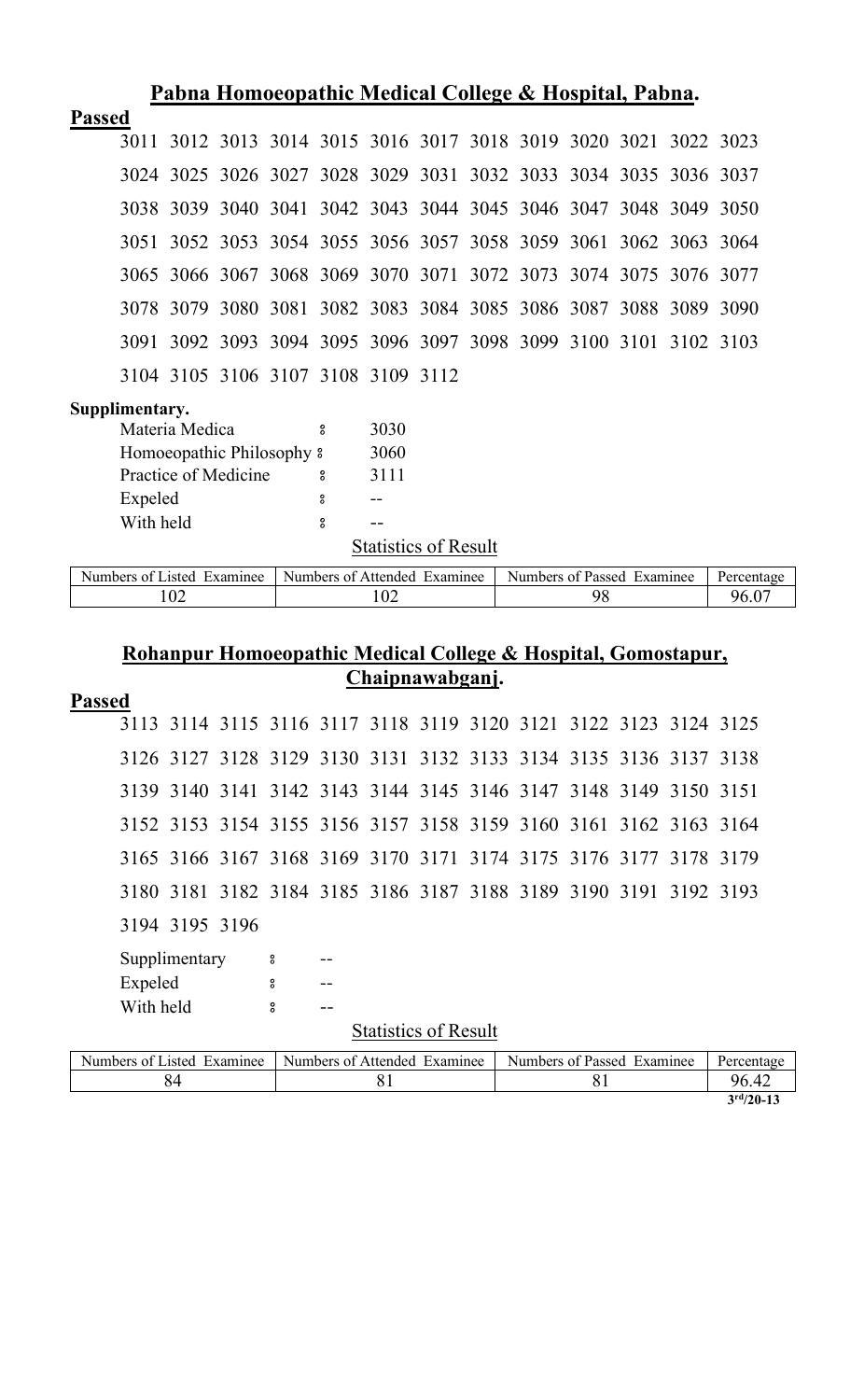## Pabna Homoeopathic Medical College & Hospital, Pabna.

**Passed**

3011 3012 3013 3014 3015 3016 3017 3018 3019 3020 3021 3022 3023
3024 3025 3026 3027 3028 3029 3031 3032 3033 3034 3035 3036 3037
3038 3039 3040 3041 3042 3043 3044 3045 3046 3047 3048 3049 3050
3051 3052 3053 3054 3055 3056 3057 3058 3059 3061 3062 3063 3064
3065 3066 3067 3068 3069 3070 3071 3072 3073 3074 3075 3076 3077
3078 3079 3080 3081 3082 3083 3084 3085 3086 3087 3088 3089 3090
3091 3092 3093 3094 3095 3096 3097 3098 3099 3100 3101 3102 3103
3104 3105 3106 3107 3108 3109 3112

**Supplimentary.**

Materia Medica ঃ 3030
Homoeopathic Philosophy ঃ 3060
Practice of Medicine ঃ 3111
Expeled ঃ --
With held ঃ --

Statistics of Result

| Numbers of Listed Examinee | Numbers of Attended Examinee | Numbers of Passed Examinee | Percentage |
|---|---|---|---|
| 102 | 102 | 98 | 96.07 |

## Rohanpur Homoeopathic Medical College & Hospital, Gomostapur, Chaipnawabganj.

**Passed**

3113 3114 3115 3116 3117 3118 3119 3120 3121 3122 3123 3124 3125
3126 3127 3128 3129 3130 3131 3132 3133 3134 3135 3136 3137 3138
3139 3140 3141 3142 3143 3144 3145 3146 3147 3148 3149 3150 3151
3152 3153 3154 3155 3156 3157 3158 3159 3160 3161 3162 3163 3164
3165 3166 3167 3168 3169 3170 3171 3174 3175 3176 3177 3178 3179
3180 3181 3182 3184 3185 3186 3187 3188 3189 3190 3191 3192 3193
3194 3195 3196

Supplimentary ঃ --
Expeled ঃ --
With held ঃ --

Statistics of Result

| Numbers of Listed Examinee | Numbers of Attended Examinee | Numbers of Passed Examinee | Percentage |
|---|---|---|---|
| 84 | 81 | 81 | 96.42 |

3rd/20-13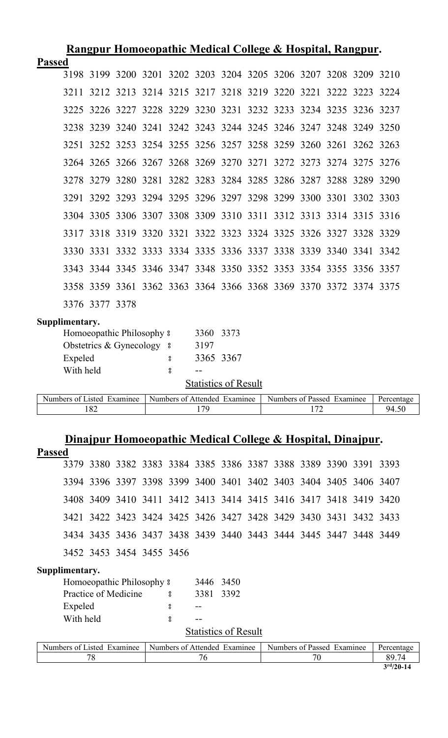## Rangpur Homoeopathic Medical College & Hospital, Rangpur.

**Passed**

3198 3199 3200 3201 3202 3203 3204 3205 3206 3207 3208 3209 3210
3211 3212 3213 3214 3215 3217 3218 3219 3220 3221 3222 3223 3224
3225 3226 3227 3228 3229 3230 3231 3232 3233 3234 3235 3236 3237
3238 3239 3240 3241 3242 3243 3244 3245 3246 3247 3248 3249 3250
3251 3252 3253 3254 3255 3256 3257 3258 3259 3260 3261 3262 3263
3264 3265 3266 3267 3268 3269 3270 3271 3272 3273 3274 3275 3276
3278 3279 3280 3281 3282 3283 3284 3285 3286 3287 3288 3289 3290
3291 3292 3293 3294 3295 3296 3297 3298 3299 3300 3301 3302 3303
3304 3305 3306 3307 3308 3309 3310 3311 3312 3313 3314 3315 3316
3317 3318 3319 3320 3321 3322 3323 3324 3325 3326 3327 3328 3329
3330 3331 3332 3333 3334 3335 3336 3337 3338 3339 3340 3341 3342
3343 3344 3345 3346 3347 3348 3350 3352 3353 3354 3355 3356 3357
3358 3359 3361 3362 3363 3364 3366 3368 3369 3370 3372 3374 3375
3376 3377 3378

**Supplimentary.**

Homoeopathic Philosophy : 3360 3373
Obstetrics & Gynecology : 3197
Expeled : 3365 3367
With held : --

Statistics of Result

| Numbers of Listed Examinee | Numbers of Attended Examinee | Numbers of Passed Examinee | Percentage |
|---|---|---|---|
| 182 | 179 | 172 | 94.50 |

## Dinajpur Homoeopathic Medical College & Hospital, Dinajpur.

**Passed**

3379 3380 3382 3383 3384 3385 3386 3387 3388 3389 3390 3391 3393
3394 3396 3397 3398 3399 3400 3401 3402 3403 3404 3405 3406 3407
3408 3409 3410 3411 3412 3413 3414 3415 3416 3417 3418 3419 3420
3421 3422 3423 3424 3425 3426 3427 3428 3429 3430 3431 3432 3433
3434 3435 3436 3437 3438 3439 3440 3443 3444 3445 3447 3448 3449
3452 3453 3454 3455 3456

**Supplimentary.**

Homoeopathic Philosophy : 3446 3450
Practice of Medicine : 3381 3392
Expeled : --
With held : --

Statistics of Result

| Numbers of Listed Examinee | Numbers of Attended Examinee | Numbers of Passed Examinee | Percentage |
|---|---|---|---|
| 78 | 76 | 70 | 89.74 |

3rd/20-14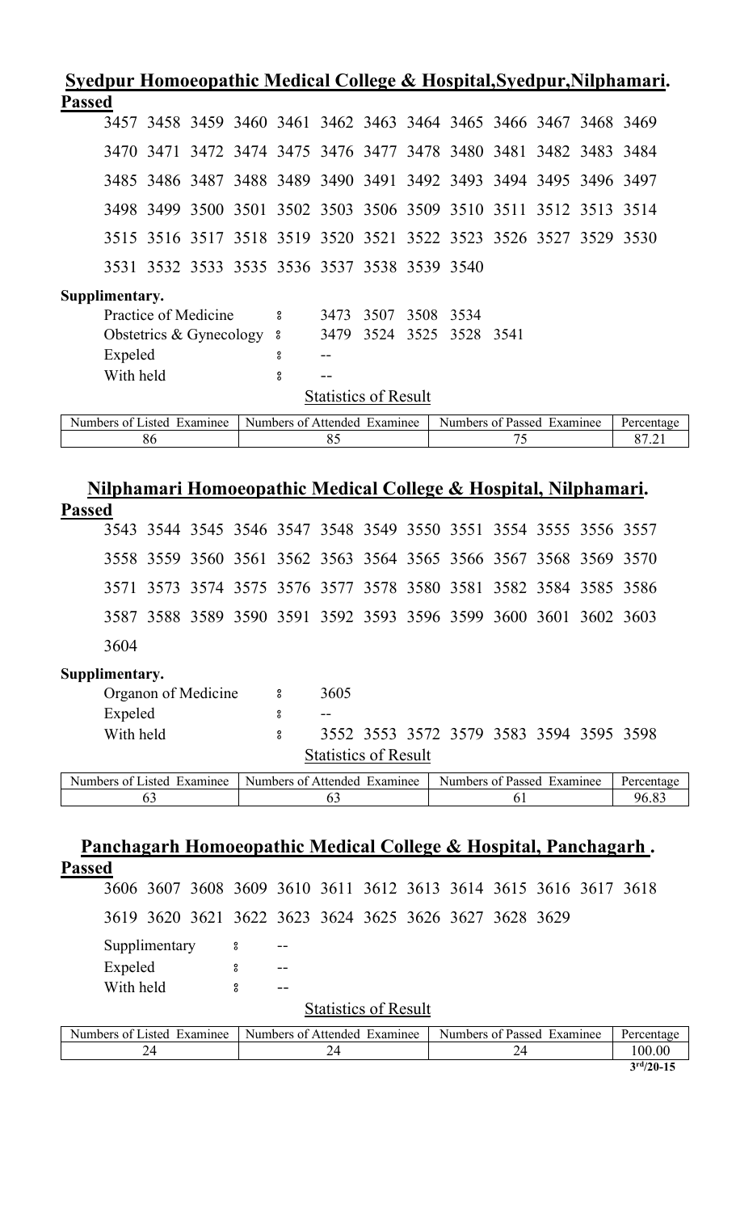## Syedpur Homoeopathic Medical College & Hospital,Syedpur,Nilphamari.

**Passed**

3457 3458 3459 3460 3461 3462 3463 3464 3465 3466 3467 3468 3469

3470 3471 3472 3474 3475 3476 3477 3478 3480 3481 3482 3483 3484

3485 3486 3487 3488 3489 3490 3491 3492 3493 3494 3495 3496 3497

3498 3499 3500 3501 3502 3503 3506 3509 3510 3511 3512 3513 3514

3515 3516 3517 3518 3519 3520 3521 3522 3523 3526 3527 3529 3530

3531 3532 3533 3535 3536 3537 3538 3539 3540

**Supplimentary.**

Practice of Medicine ः 3473 3507 3508 3534

Obstetrics & Gynecology ः 3479 3524 3525 3528 3541

Expeled ः --

With held ः --

Statistics of Result

| Numbers of Listed Examinee | Numbers of Attended Examinee | Numbers of Passed Examinee | Percentage |
|---|---|---|---|
| 86 | 85 | 75 | 87.21 |

## Nilphamari Homoeopathic Medical College & Hospital, Nilphamari.

**Passed**

3543 3544 3545 3546 3547 3548 3549 3550 3551 3554 3555 3556 3557

3558 3559 3560 3561 3562 3563 3564 3565 3566 3567 3568 3569 3570

3571 3573 3574 3575 3576 3577 3578 3580 3581 3582 3584 3585 3586

3587 3588 3589 3590 3591 3592 3593 3596 3599 3600 3601 3602 3603

3604

**Supplimentary.**

Organon of Medicine ः 3605

Expeled ः --

With held ः 3552 3553 3572 3579 3583 3594 3595 3598

Statistics of Result

| Numbers of Listed Examinee | Numbers of Attended Examinee | Numbers of Passed Examinee | Percentage |
|---|---|---|---|
| 63 | 63 | 61 | 96.83 |

## Panchagarh Homoeopathic Medical College & Hospital, Panchagarh .

**Passed**

3606 3607 3608 3609 3610 3611 3612 3613 3614 3615 3616 3617 3618

3619 3620 3621 3622 3623 3624 3625 3626 3627 3628 3629

Supplimentary ः --

Expeled ः --

With held ः --

Statistics of Result

| Numbers of Listed Examinee | Numbers of Attended Examinee | Numbers of Passed Examinee | Percentage |
|---|---|---|---|
| 24 | 24 | 24 | 100.00 |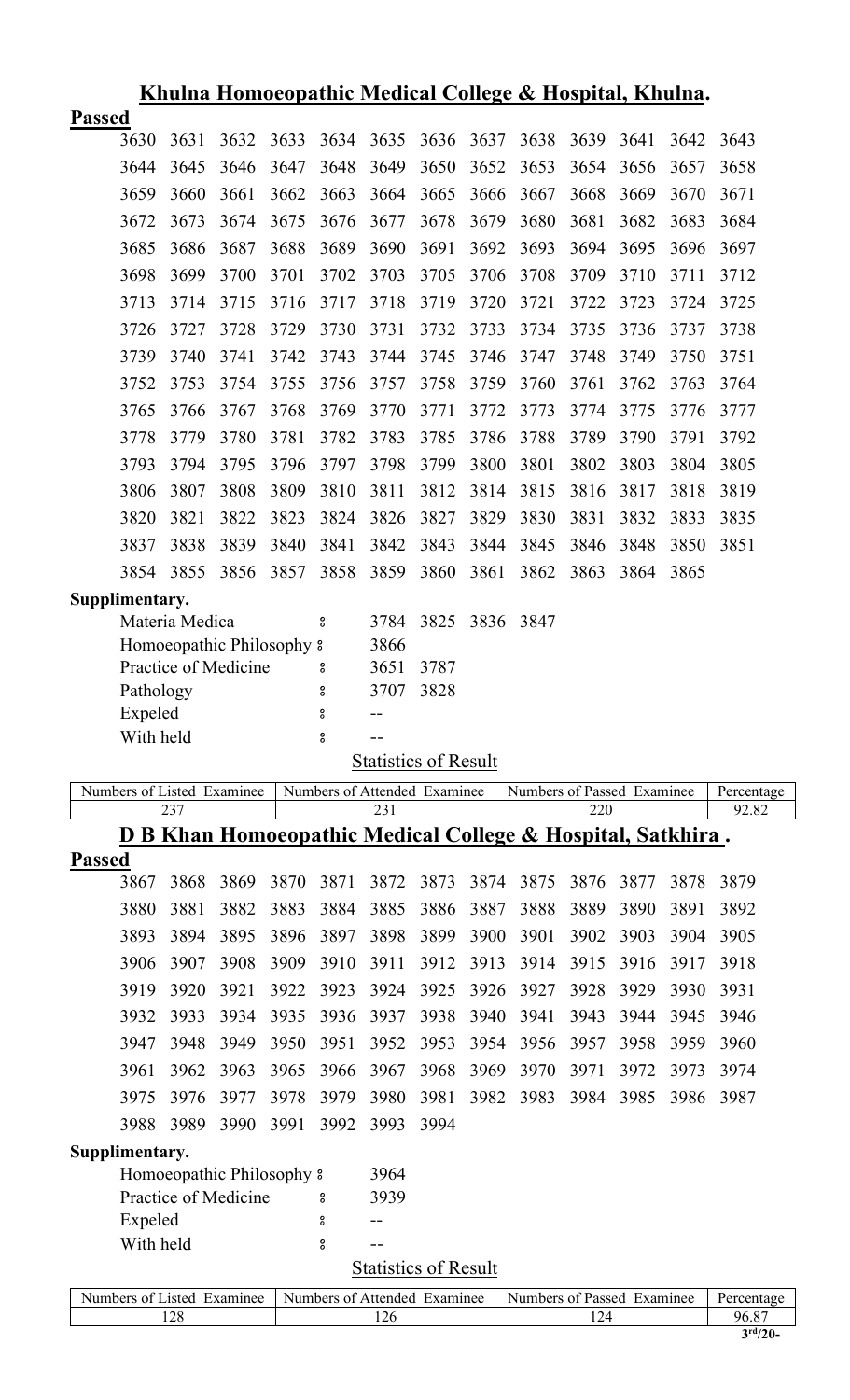## Khulna Homoeopathic Medical College & Hospital, Khulna.

**Passed**

| | | | | | | | | | | | | |
|---|---|---|---|---|---|---|---|---|---|---|---|---|
| 3630 | 3631 | 3632 | 3633 | 3634 | 3635 | 3636 | 3637 | 3638 | 3639 | 3641 | 3642 | 3643 |
| 3644 | 3645 | 3646 | 3647 | 3648 | 3649 | 3650 | 3652 | 3653 | 3654 | 3656 | 3657 | 3658 |
| 3659 | 3660 | 3661 | 3662 | 3663 | 3664 | 3665 | 3666 | 3667 | 3668 | 3669 | 3670 | 3671 |
| 3672 | 3673 | 3674 | 3675 | 3676 | 3677 | 3678 | 3679 | 3680 | 3681 | 3682 | 3683 | 3684 |
| 3685 | 3686 | 3687 | 3688 | 3689 | 3690 | 3691 | 3692 | 3693 | 3694 | 3695 | 3696 | 3697 |
| 3698 | 3699 | 3700 | 3701 | 3702 | 3703 | 3705 | 3706 | 3708 | 3709 | 3710 | 3711 | 3712 |
| 3713 | 3714 | 3715 | 3716 | 3717 | 3718 | 3719 | 3720 | 3721 | 3722 | 3723 | 3724 | 3725 |
| 3726 | 3727 | 3728 | 3729 | 3730 | 3731 | 3732 | 3733 | 3734 | 3735 | 3736 | 3737 | 3738 |
| 3739 | 3740 | 3741 | 3742 | 3743 | 3744 | 3745 | 3746 | 3747 | 3748 | 3749 | 3750 | 3751 |
| 3752 | 3753 | 3754 | 3755 | 3756 | 3757 | 3758 | 3759 | 3760 | 3761 | 3762 | 3763 | 3764 |
| 3765 | 3766 | 3767 | 3768 | 3769 | 3770 | 3771 | 3772 | 3773 | 3774 | 3775 | 3776 | 3777 |
| 3778 | 3779 | 3780 | 3781 | 3782 | 3783 | 3785 | 3786 | 3788 | 3789 | 3790 | 3791 | 3792 |
| 3793 | 3794 | 3795 | 3796 | 3797 | 3798 | 3799 | 3800 | 3801 | 3802 | 3803 | 3804 | 3805 |
| 3806 | 3807 | 3808 | 3809 | 3810 | 3811 | 3812 | 3814 | 3815 | 3816 | 3817 | 3818 | 3819 |
| 3820 | 3821 | 3822 | 3823 | 3824 | 3826 | 3827 | 3829 | 3830 | 3831 | 3832 | 3833 | 3835 |
| 3837 | 3838 | 3839 | 3840 | 3841 | 3842 | 3843 | 3844 | 3845 | 3846 | 3848 | 3850 | 3851 |
| 3854 | 3855 | 3856 | 3857 | 3858 | 3859 | 3860 | 3861 | 3862 | 3863 | 3864 | 3865 | |

**Supplimentary.**

Materia Medica : 3784 3825 3836 3847

Homoeopathic Philosophy : 3866

Practice of Medicine : 3651 3787

Pathology : 3707 3828

Expeled : --

With held : --

Statistics of Result

| Numbers of Listed Examinee | Numbers of Attended Examinee | Numbers of Passed Examinee | Percentage |
|---|---|---|---|
| 237 | 231 | 220 | 92.82 |

## D B Khan Homoeopathic Medical College & Hospital, Satkhira .

**Passed**

| | | | | | | | | | | | | |
|---|---|---|---|---|---|---|---|---|---|---|---|---|
| 3867 | 3868 | 3869 | 3870 | 3871 | 3872 | 3873 | 3874 | 3875 | 3876 | 3877 | 3878 | 3879 |
| 3880 | 3881 | 3882 | 3883 | 3884 | 3885 | 3886 | 3887 | 3888 | 3889 | 3890 | 3891 | 3892 |
| 3893 | 3894 | 3895 | 3896 | 3897 | 3898 | 3899 | 3900 | 3901 | 3902 | 3903 | 3904 | 3905 |
| 3906 | 3907 | 3908 | 3909 | 3910 | 3911 | 3912 | 3913 | 3914 | 3915 | 3916 | 3917 | 3918 |
| 3919 | 3920 | 3921 | 3922 | 3923 | 3924 | 3925 | 3926 | 3927 | 3928 | 3929 | 3930 | 3931 |
| 3932 | 3933 | 3934 | 3935 | 3936 | 3937 | 3938 | 3940 | 3941 | 3943 | 3944 | 3945 | 3946 |
| 3947 | 3948 | 3949 | 3950 | 3951 | 3952 | 3953 | 3954 | 3956 | 3957 | 3958 | 3959 | 3960 |
| 3961 | 3962 | 3963 | 3965 | 3966 | 3967 | 3968 | 3969 | 3970 | 3971 | 3972 | 3973 | 3974 |
| 3975 | 3976 | 3977 | 3978 | 3979 | 3980 | 3981 | 3982 | 3983 | 3984 | 3985 | 3986 | 3987 |
| 3988 | 3989 | 3990 | 3991 | 3992 | 3993 | 3994 | | | | | | |

**Supplimentary.**

Homoeopathic Philosophy : 3964

Practice of Medicine : 3939

Expeled : --

With held : --

Statistics of Result

| Numbers of Listed Examinee | Numbers of Attended Examinee | Numbers of Passed Examinee | Percentage |
|---|---|---|---|
| 128 | 126 | 124 | 96.87 |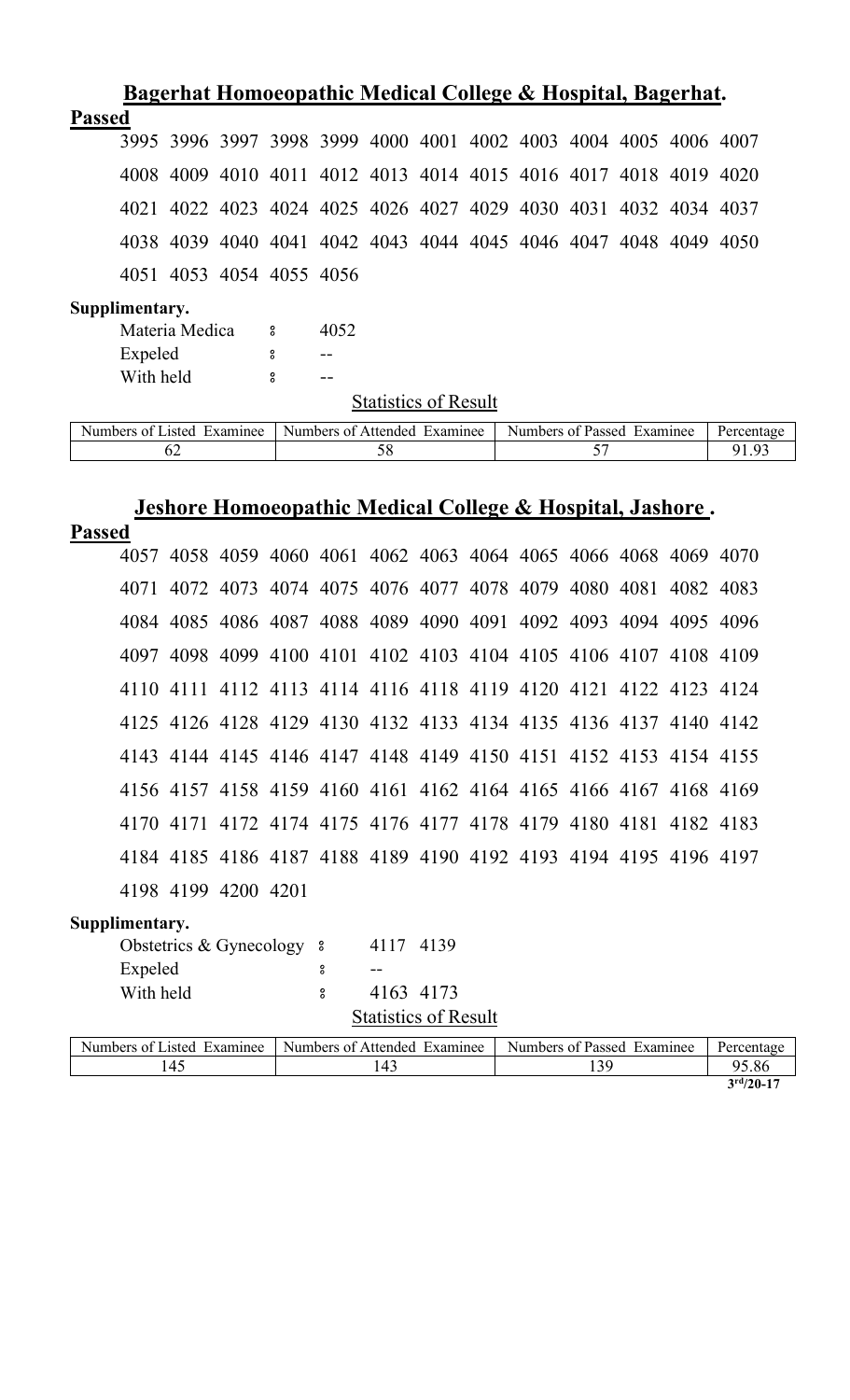## Bagerhat Homoeopathic Medical College & Hospital, Bagerhat.

**Passed**

3995 3996 3997 3998 3999 4000 4001 4002 4003 4004 4005 4006 4007
4008 4009 4010 4011 4012 4013 4014 4015 4016 4017 4018 4019 4020
4021 4022 4023 4024 4025 4026 4027 4029 4030 4031 4032 4034 4037
4038 4039 4040 4041 4042 4043 4044 4045 4046 4047 4048 4049 4050
4051 4053 4054 4055 4056

**Supplimentary.**

Materia Medica : 4052
Expeled : --
With held : --

Statistics of Result

| Numbers of Listed Examinee | Numbers of Attended Examinee | Numbers of Passed Examinee | Percentage |
|---|---|---|---|
| 62 | 58 | 57 | 91.93 |

## Jeshore Homoeopathic Medical College & Hospital, Jashore .

**Passed**

4057 4058 4059 4060 4061 4062 4063 4064 4065 4066 4068 4069 4070
4071 4072 4073 4074 4075 4076 4077 4078 4079 4080 4081 4082 4083
4084 4085 4086 4087 4088 4089 4090 4091 4092 4093 4094 4095 4096
4097 4098 4099 4100 4101 4102 4103 4104 4105 4106 4107 4108 4109
4110 4111 4112 4113 4114 4116 4118 4119 4120 4121 4122 4123 4124
4125 4126 4128 4129 4130 4132 4133 4134 4135 4136 4137 4140 4142
4143 4144 4145 4146 4147 4148 4149 4150 4151 4152 4153 4154 4155
4156 4157 4158 4159 4160 4161 4162 4164 4165 4166 4167 4168 4169
4170 4171 4172 4174 4175 4176 4177 4178 4179 4180 4181 4182 4183
4184 4185 4186 4187 4188 4189 4190 4192 4193 4194 4195 4196 4197
4198 4199 4200 4201

**Supplimentary.**

Obstetrics & Gynecology : 4117 4139
Expeled : --
With held : 4163 4173

Statistics of Result

| Numbers of Listed Examinee | Numbers of Attended Examinee | Numbers of Passed Examinee | Percentage |
|---|---|---|---|
| 145 | 143 | 139 | 95.86 |

**3rd/20-17**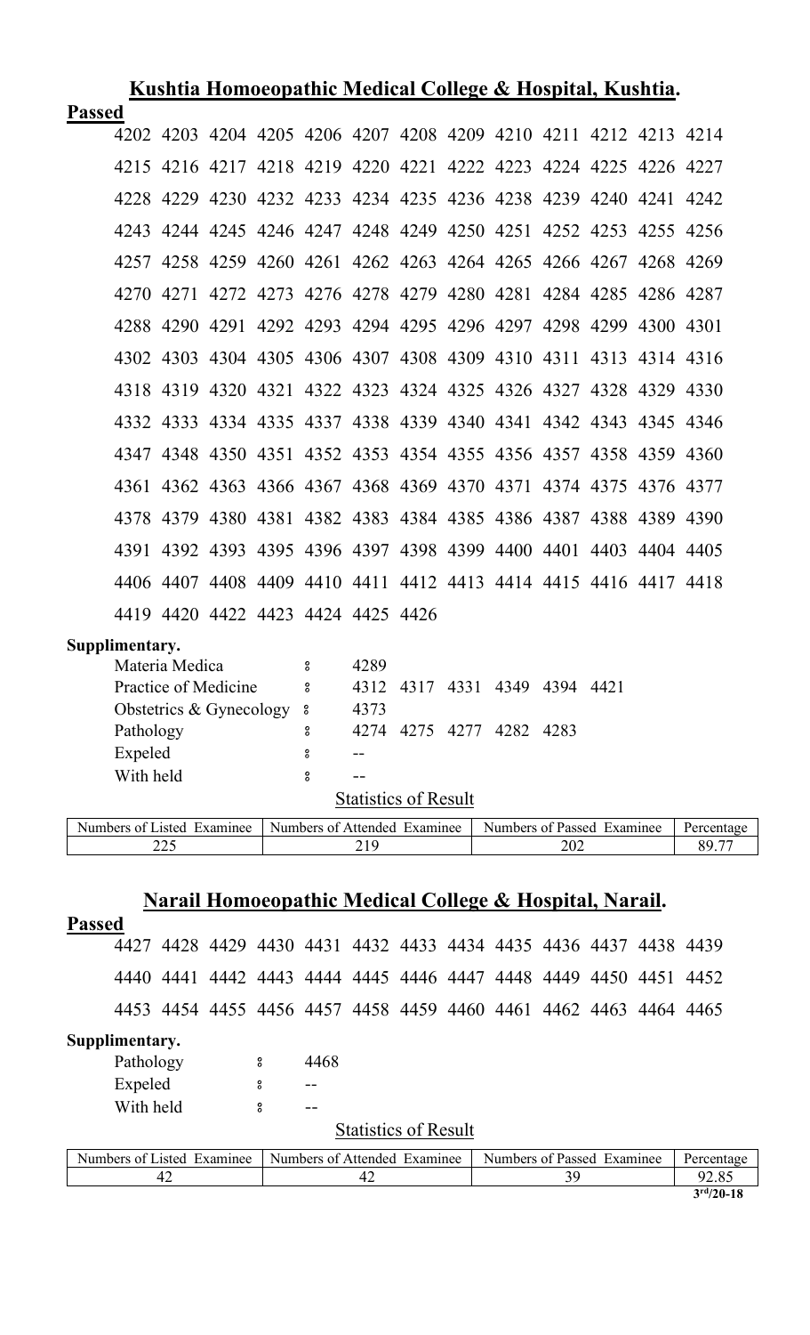## Kushtia Homoeopathic Medical College & Hospital, Kushtia.

**Passed**

4202 4203 4204 4205 4206 4207 4208 4209 4210 4211 4212 4213 4214
4215 4216 4217 4218 4219 4220 4221 4222 4223 4224 4225 4226 4227
4228 4229 4230 4232 4233 4234 4235 4236 4238 4239 4240 4241 4242
4243 4244 4245 4246 4247 4248 4249 4250 4251 4252 4253 4255 4256
4257 4258 4259 4260 4261 4262 4263 4264 4265 4266 4267 4268 4269
4270 4271 4272 4273 4276 4278 4279 4280 4281 4284 4285 4286 4287
4288 4290 4291 4292 4293 4294 4295 4296 4297 4298 4299 4300 4301
4302 4303 4304 4305 4306 4307 4308 4309 4310 4311 4313 4314 4316
4318 4319 4320 4321 4322 4323 4324 4325 4326 4327 4328 4329 4330
4332 4333 4334 4335 4337 4338 4339 4340 4341 4342 4343 4345 4346
4347 4348 4350 4351 4352 4353 4354 4355 4356 4357 4358 4359 4360
4361 4362 4363 4366 4367 4368 4369 4370 4371 4374 4375 4376 4377
4378 4379 4380 4381 4382 4383 4384 4385 4386 4387 4388 4389 4390
4391 4392 4393 4395 4396 4397 4398 4399 4400 4401 4403 4404 4405
4406 4407 4408 4409 4410 4411 4412 4413 4414 4415 4416 4417 4418
4419 4420 4422 4423 4424 4425 4426

**Supplimentary.**

Materia Medica : 4289
Practice of Medicine : 4312 4317 4331 4349 4394 4421
Obstetrics & Gynecology : 4373
Pathology : 4274 4275 4277 4282 4283
Expeled : --
With held : --

Statistics of Result

| Numbers of Listed Examinee | Numbers of Attended Examinee | Numbers of Passed Examinee | Percentage |
|---|---|---|---|
| 225 | 219 | 202 | 89.77 |

## Narail Homoeopathic Medical College & Hospital, Narail.

**Passed**

4427 4428 4429 4430 4431 4432 4433 4434 4435 4436 4437 4438 4439
4440 4441 4442 4443 4444 4445 4446 4447 4448 4449 4450 4451 4452
4453 4454 4455 4456 4457 4458 4459 4460 4461 4462 4463 4464 4465

**Supplimentary.**

Pathology : 4468
Expeled : --
With held : --

Statistics of Result

| Numbers of Listed Examinee | Numbers of Attended Examinee | Numbers of Passed Examinee | Percentage |
|---|---|---|---|
| 42 | 42 | 39 | 92.85 |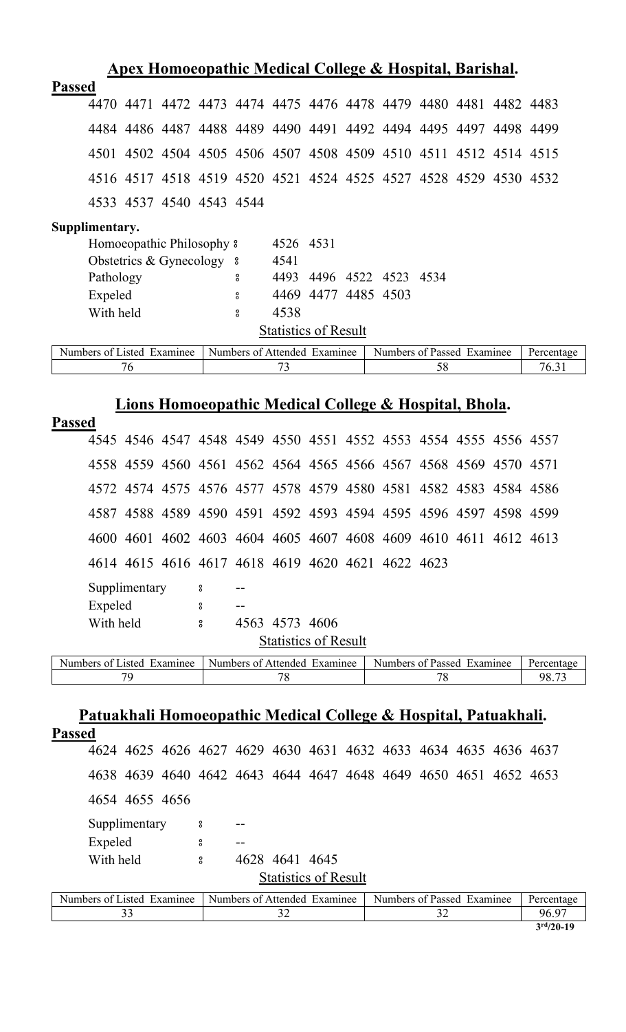## Apex Homoeopathic Medical College & Hospital, Barishal.

**Passed**

4470 4471 4472 4473 4474 4475 4476 4478 4479 4480 4481 4482 4483

4484 4486 4487 4488 4489 4490 4491 4492 4494 4495 4497 4498 4499

4501 4502 4504 4505 4506 4507 4508 4509 4510 4511 4512 4514 4515

4516 4517 4518 4519 4520 4521 4524 4525 4527 4528 4529 4530 4532

4533 4537 4540 4543 4544

**Supplimentary.**

Homoeopathic Philosophy ঃ 4526 4531

Obstetrics & Gynecology ঃ 4541

Pathology ঃ 4493 4496 4522 4523 4534

Expeled ঃ 4469 4477 4485 4503

With held ঃ 4538

Statistics of Result

| Numbers of Listed Examinee | Numbers of Attended Examinee | Numbers of Passed Examinee | Percentage |
|---|---|---|---|
| 76 | 73 | 58 | 76.31 |

## Lions Homoeopathic Medical College & Hospital, Bhola.

**Passed**

4545 4546 4547 4548 4549 4550 4551 4552 4553 4554 4555 4556 4557

4558 4559 4560 4561 4562 4564 4565 4566 4567 4568 4569 4570 4571

4572 4574 4575 4576 4577 4578 4579 4580 4581 4582 4583 4584 4586

4587 4588 4589 4590 4591 4592 4593 4594 4595 4596 4597 4598 4599

4600 4601 4602 4603 4604 4605 4607 4608 4609 4610 4611 4612 4613

4614 4615 4616 4617 4618 4619 4620 4621 4622 4623

Supplimentary ঃ --

Expeled ঃ --

With held ঃ 4563 4573 4606

Statistics of Result

| Numbers of Listed Examinee | Numbers of Attended Examinee | Numbers of Passed Examinee | Percentage |
|---|---|---|---|
| 79 | 78 | 78 | 98.73 |

## Patuakhali Homoeopathic Medical College & Hospital, Patuakhali.

**Passed**

4624 4625 4626 4627 4629 4630 4631 4632 4633 4634 4635 4636 4637

4638 4639 4640 4642 4643 4644 4647 4648 4649 4650 4651 4652 4653

4654 4655 4656

Supplimentary ঃ --

Expeled ঃ --

With held ঃ 4628 4641 4645

Statistics of Result

| Numbers of Listed Examinee | Numbers of Attended Examinee | Numbers of Passed Examinee | Percentage |
|---|---|---|---|
| 33 | 32 | 32 | 96.97 |

**3rd/20-19**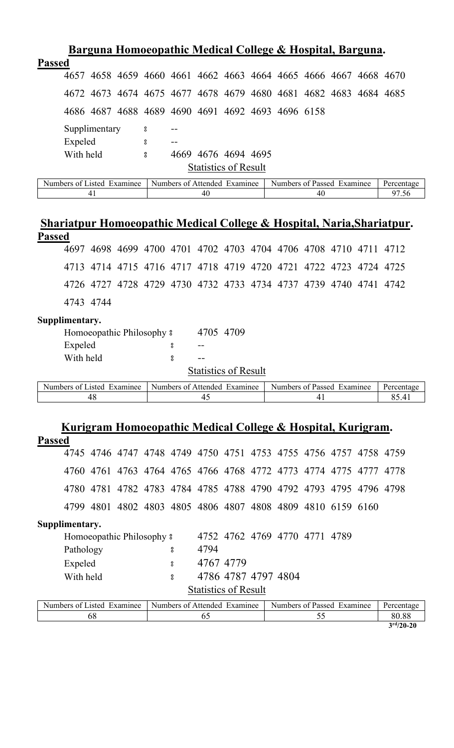## Barguna Homoeopathic Medical College & Hospital, Barguna.

**Passed**

4657 4658 4659 4660 4661 4662 4663 4664 4665 4666 4667 4668 4670

4672 4673 4674 4675 4677 4678 4679 4680 4681 4682 4683 4684 4685

4686 4687 4688 4689 4690 4691 4692 4693 4696 6158

Supplimentary : --

Expeled : --

With held : 4669 4676 4694 4695

Statistics of Result

| Numbers of Listed Examinee | Numbers of Attended Examinee | Numbers of Passed Examinee | Percentage |
|---|---|---|---|
| 41 | 40 | 40 | 97.56 |

## Shariatpur Homoeopathic Medical College & Hospital, Naria,Shariatpur.

**Passed**

4697 4698 4699 4700 4701 4702 4703 4704 4706 4708 4710 4711 4712

4713 4714 4715 4716 4717 4718 4719 4720 4721 4722 4723 4724 4725

4726 4727 4728 4729 4730 4732 4733 4734 4737 4739 4740 4741 4742

4743 4744

**Supplimentary.**

Homoeopathic Philosophy : 4705 4709

Expeled : --

With held : --

Statistics of Result

| Numbers of Listed Examinee | Numbers of Attended Examinee | Numbers of Passed Examinee | Percentage |
|---|---|---|---|
| 48 | 45 | 41 | 85.41 |

## Kurigram Homoeopathic Medical College & Hospital, Kurigram.

**Passed**

4745 4746 4747 4748 4749 4750 4751 4753 4755 4756 4757 4758 4759

4760 4761 4763 4764 4765 4766 4768 4772 4773 4774 4775 4777 4778

4780 4781 4782 4783 4784 4785 4788 4790 4792 4793 4795 4796 4798

4799 4801 4802 4803 4805 4806 4807 4808 4809 4810 6159 6160

**Supplimentary.**

Homoeopathic Philosophy : 4752 4762 4769 4770 4771 4789

Pathology : 4794

Expeled : 4767 4779

With held : 4786 4787 4797 4804

Statistics of Result

| Numbers of Listed Examinee | Numbers of Attended Examinee | Numbers of Passed Examinee | Percentage |
|---|---|---|---|
| 68 | 65 | 55 | 80.88 |

**3rd/20-20**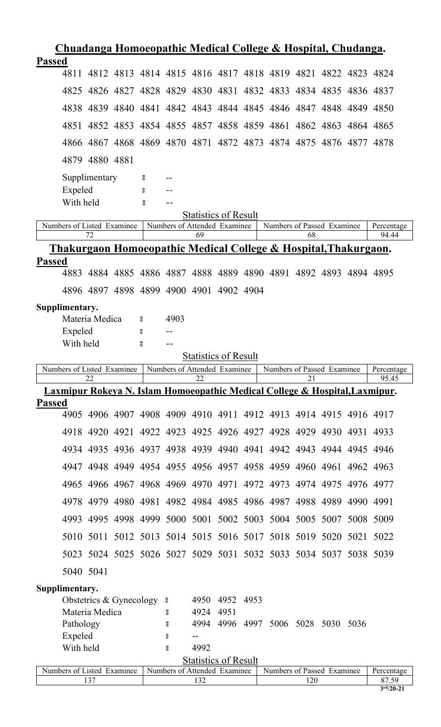## Chuadanga Homoeopathic Medical College & Hospital, Chudanga.

**Passed**

4811 4812 4813 4814 4815 4816 4817 4818 4819 4821 4822 4823 4824

4825 4826 4827 4828 4829 4830 4831 4832 4833 4834 4835 4836 4837

4838 4839 4840 4841 4842 4843 4844 4845 4846 4847 4848 4849 4850

4851 4852 4853 4854 4855 4857 4858 4859 4861 4862 4863 4864 4865

4866 4867 4868 4869 4870 4871 4872 4873 4874 4875 4876 4877 4878

4879 4880 4881

Supplimentary ঃ --

Expeled ঃ --

With held ঃ --

Statistics of Result

| Numbers of Listed Examinee | Numbers of Attended Examinee | Numbers of Passed Examinee | Percentage |
|---|---|---|---|
| 72 | 69 | 68 | 94.44 |

## Thakurgaon Homoeopathic Medical College & Hospital,Thakurgaon.

**Passed**

4883 4884 4885 4886 4887 4888 4889 4890 4891 4892 4893 4894 4895

4896 4897 4898 4899 4900 4901 4902 4904

**Supplimentary.**

Materia Medica ঃ 4903

Expeled ঃ --

With held ঃ --

Statistics of Result

| Numbers of Listed Examinee | Numbers of Attended Examinee | Numbers of Passed Examinee | Percentage |
|---|---|---|---|
| 22 | 22 | 21 | 95.45 |

## Laxmipur Rokeya N. Islam Homoeopathic Medical College & Hospital,Laxmipur.

**Passed**

4905 4906 4907 4908 4909 4910 4911 4912 4913 4914 4915 4916 4917

4918 4920 4921 4922 4923 4925 4926 4927 4928 4929 4930 4931 4933

4934 4935 4936 4937 4938 4939 4940 4941 4942 4943 4944 4945 4946

4947 4948 4949 4954 4955 4956 4957 4958 4959 4960 4961 4962 4963

4965 4966 4967 4968 4969 4970 4971 4972 4973 4974 4975 4976 4977

4978 4979 4980 4981 4982 4984 4985 4986 4987 4988 4989 4990 4991

4993 4995 4998 4999 5000 5001 5002 5003 5004 5005 5007 5008 5009

5010 5011 5012 5013 5014 5015 5016 5017 5018 5019 5020 5021 5022

5023 5024 5025 5026 5027 5029 5031 5032 5033 5034 5037 5038 5039

5040 5041

**Supplimentary.**

Obstetrics & Gynecology ঃ 4950 4952 4953

Materia Medica ঃ 4924 4951

Pathology ঃ 4994 4996 4997 5006 5028 5030 5036

Expeled ঃ --

With held ঃ 4992

Statistics of Result

| Numbers of Listed Examinee | Numbers of Attended Examinee | Numbers of Passed Examinee | Percentage |
|---|---|---|---|
| 137 | 132 | 120 | 87.59 |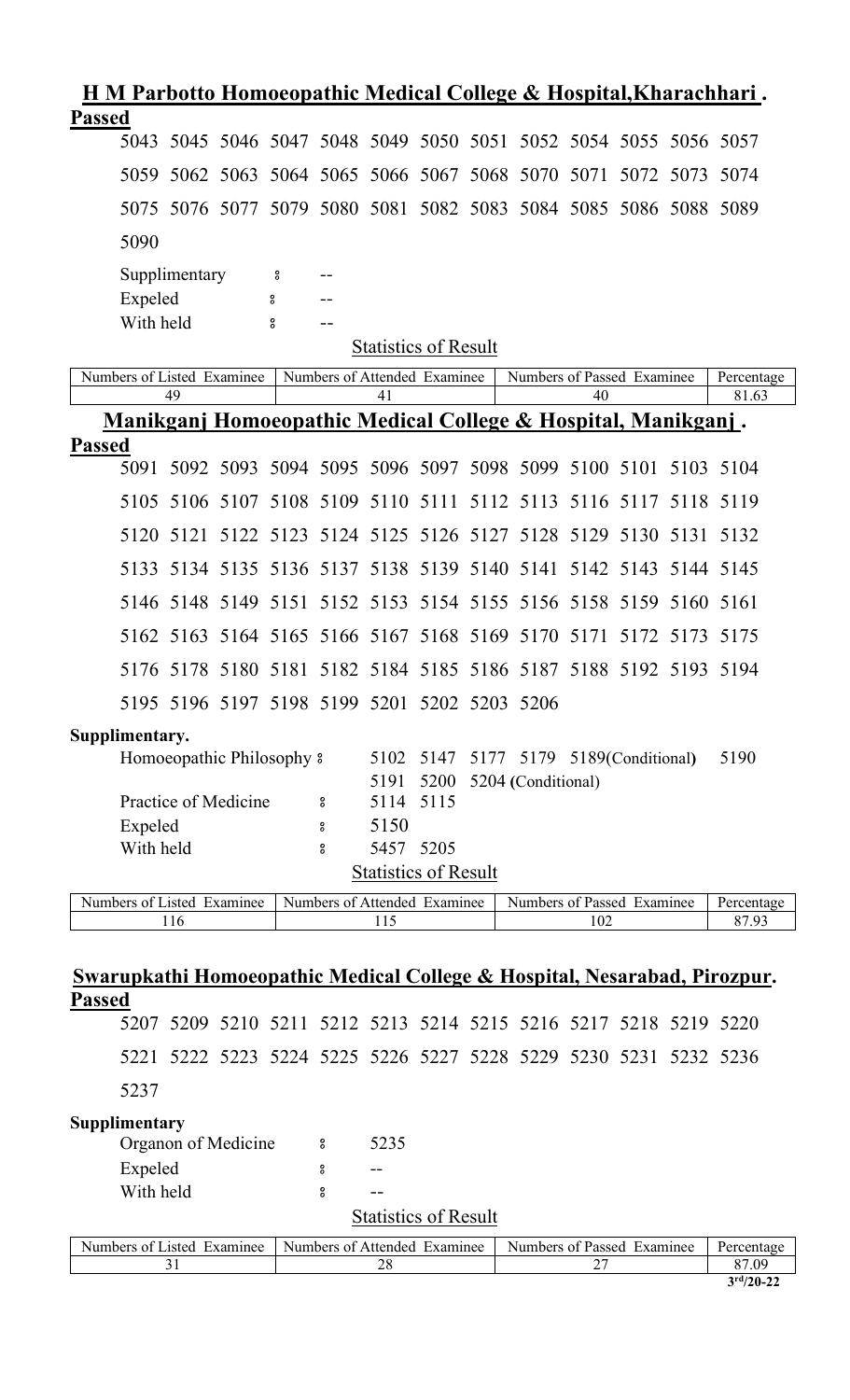## H M Parbotto Homoeopathic Medical College & Hospital,Kharachhari .

**Passed**

5043 5045 5046 5047 5048 5049 5050 5051 5052 5054 5055 5056 5057

5059 5062 5063 5064 5065 5066 5067 5068 5070 5071 5072 5073 5074

5075 5076 5077 5079 5080 5081 5082 5083 5084 5085 5086 5088 5089

5090

Supplimentary ঃ --

Expeled ঃ --

With held ঃ --

Statistics of Result

| Numbers of Listed Examinee | Numbers of Attended Examinee | Numbers of Passed Examinee | Percentage |
|---|---|---|---|
| 49 | 41 | 40 | 81.63 |

## Manikganj Homoeopathic Medical College & Hospital, Manikganj .

**Passed**

5091 5092 5093 5094 5095 5096 5097 5098 5099 5100 5101 5103 5104

5105 5106 5107 5108 5109 5110 5111 5112 5113 5116 5117 5118 5119

5120 5121 5122 5123 5124 5125 5126 5127 5128 5129 5130 5131 5132

5133 5134 5135 5136 5137 5138 5139 5140 5141 5142 5143 5144 5145

5146 5148 5149 5151 5152 5153 5154 5155 5156 5158 5159 5160 5161

5162 5163 5164 5165 5166 5167 5168 5169 5170 5171 5172 5173 5175

5176 5178 5180 5181 5182 5184 5185 5186 5187 5188 5192 5193 5194

5195 5196 5197 5198 5199 5201 5202 5203 5206

**Supplimentary.**

Homoeopathic Philosophy ঃ 5102 5147 5177 5179 5189(Conditional) 5190 5191 5200 5204 (Conditional)

Practice of Medicine ঃ 5114 5115

Expeled ঃ 5150

With held ঃ 5457 5205

Statistics of Result

| Numbers of Listed Examinee | Numbers of Attended Examinee | Numbers of Passed Examinee | Percentage |
|---|---|---|---|
| 116 | 115 | 102 | 87.93 |

## Swarupkathi Homoeopathic Medical College & Hospital, Nesarabad, Pirozpur.

**Passed**

5207 5209 5210 5211 5212 5213 5214 5215 5216 5217 5218 5219 5220

5221 5222 5223 5224 5225 5226 5227 5228 5229 5230 5231 5232 5236

5237

**Supplimentary**

Organon of Medicine ঃ 5235

Expeled ঃ --

With held ঃ --

Statistics of Result

| Numbers of Listed Examinee | Numbers of Attended Examinee | Numbers of Passed Examinee | Percentage |
|---|---|---|---|
| 31 | 28 | 27 | 87.09 |

3rd/20-22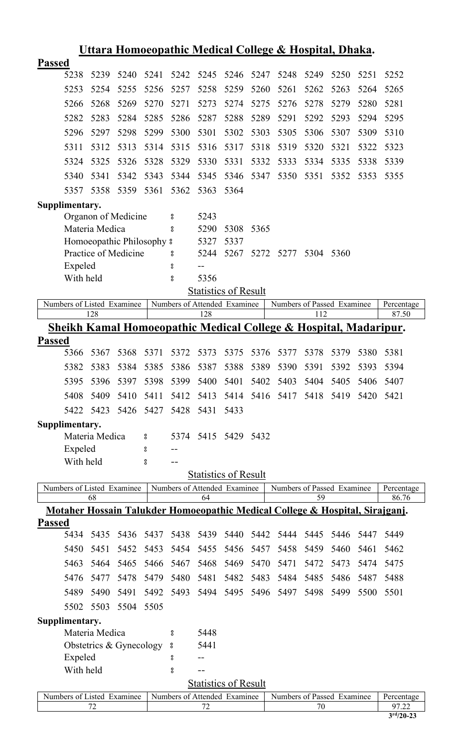## Uttara Homoeopathic Medical College & Hospital, Dhaka.

**Passed**

| | | | | | | | | | | | | |
|---|---|---|---|---|---|---|---|---|---|---|---|---|
| 5238 | 5239 | 5240 | 5241 | 5242 | 5245 | 5246 | 5247 | 5248 | 5249 | 5250 | 5251 | 5252 |
| 5253 | 5254 | 5255 | 5256 | 5257 | 5258 | 5259 | 5260 | 5261 | 5262 | 5263 | 5264 | 5265 |
| 5266 | 5268 | 5269 | 5270 | 5271 | 5273 | 5274 | 5275 | 5276 | 5278 | 5279 | 5280 | 5281 |
| 5282 | 5283 | 5284 | 5285 | 5286 | 5287 | 5288 | 5289 | 5291 | 5292 | 5293 | 5294 | 5295 |
| 5296 | 5297 | 5298 | 5299 | 5300 | 5301 | 5302 | 5303 | 5305 | 5306 | 5307 | 5309 | 5310 |
| 5311 | 5312 | 5313 | 5314 | 5315 | 5316 | 5317 | 5318 | 5319 | 5320 | 5321 | 5322 | 5323 |
| 5324 | 5325 | 5326 | 5328 | 5329 | 5330 | 5331 | 5332 | 5333 | 5334 | 5335 | 5338 | 5339 |
| 5340 | 5341 | 5342 | 5343 | 5344 | 5345 | 5346 | 5347 | 5350 | 5351 | 5352 | 5353 | 5355 |
| 5357 | 5358 | 5359 | 5361 | 5362 | 5363 | 5364 | | | | | | |

**Supplimentary.**

- Organon of Medicine : 5243
- Materia Medica : 5290 5308 5365
- Homoeopathic Philosophy : 5327 5337
- Practice of Medicine : 5244 5267 5272 5277 5304 5360
- Expeled : --
- With held : 5356

Statistics of Result

| Numbers of Listed Examinee | Numbers of Attended Examinee | Numbers of Passed Examinee | Percentage |
|---|---|---|---|
| 128 | 128 | 112 | 87.50 |

## Sheikh Kamal Homoeopathic Medical College & Hospital, Madaripur.

**Passed**

| | | | | | | | | | | | | |
|---|---|---|---|---|---|---|---|---|---|---|---|---|
| 5366 | 5367 | 5368 | 5371 | 5372 | 5373 | 5375 | 5376 | 5377 | 5378 | 5379 | 5380 | 5381 |
| 5382 | 5383 | 5384 | 5385 | 5386 | 5387 | 5388 | 5389 | 5390 | 5391 | 5392 | 5393 | 5394 |
| 5395 | 5396 | 5397 | 5398 | 5399 | 5400 | 5401 | 5402 | 5403 | 5404 | 5405 | 5406 | 5407 |
| 5408 | 5409 | 5410 | 5411 | 5412 | 5413 | 5414 | 5416 | 5417 | 5418 | 5419 | 5420 | 5421 |
| 5422 | 5423 | 5426 | 5427 | 5428 | 5431 | 5433 | | | | | | |

**Supplimentary.**

- Materia Medica : 5374 5415 5429 5432
- Expeled : --
- With held : --

Statistics of Result

| Numbers of Listed Examinee | Numbers of Attended Examinee | Numbers of Passed Examinee | Percentage |
|---|---|---|---|
| 68 | 64 | 59 | 86.76 |

## Motaher Hossain Talukder Homoeopathic Medical College & Hospital, Sirajganj.

**Passed**

| | | | | | | | | | | | | |
|---|---|---|---|---|---|---|---|---|---|---|---|---|
| 5434 | 5435 | 5436 | 5437 | 5438 | 5439 | 5440 | 5442 | 5444 | 5445 | 5446 | 5447 | 5449 |
| 5450 | 5451 | 5452 | 5453 | 5454 | 5455 | 5456 | 5457 | 5458 | 5459 | 5460 | 5461 | 5462 |
| 5463 | 5464 | 5465 | 5466 | 5467 | 5468 | 5469 | 5470 | 5471 | 5472 | 5473 | 5474 | 5475 |
| 5476 | 5477 | 5478 | 5479 | 5480 | 5481 | 5482 | 5483 | 5484 | 5485 | 5486 | 5487 | 5488 |
| 5489 | 5490 | 5491 | 5492 | 5493 | 5494 | 5495 | 5496 | 5497 | 5498 | 5499 | 5500 | 5501 |
| 5502 | 5503 | 5504 | 5505 | | | | | | | | | |

**Supplimentary.**

- Materia Medica : 5448
- Obstetrics & Gynecology : 5441
- Expeled : --
- With held : --

Statistics of Result

| Numbers of Listed Examinee | Numbers of Attended Examinee | Numbers of Passed Examinee | Percentage |
|---|---|---|---|
| 72 | 72 | 70 | 97.22 |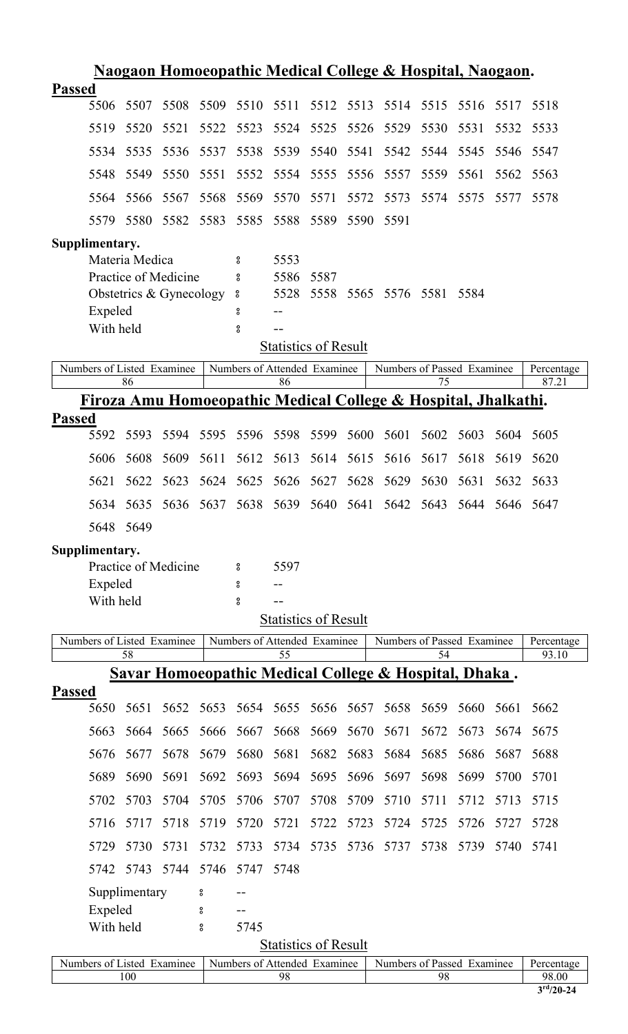## Naogaon Homoeopathic Medical College & Hospital, Naogaon.

**Passed**

5506 5507 5508 5509 5510 5511 5512 5513 5514 5515 5516 5517 5518
5519 5520 5521 5522 5523 5524 5525 5526 5529 5530 5531 5532 5533
5534 5535 5536 5537 5538 5539 5540 5541 5542 5544 5545 5546 5547
5548 5549 5550 5551 5552 5554 5555 5556 5557 5559 5561 5562 5563
5564 5566 5567 5568 5569 5570 5571 5572 5573 5574 5575 5577 5578
5579 5580 5582 5583 5585 5588 5589 5590 5591

**Supplimentary.**

Materia Medica ঃ 5553
Practice of Medicine ঃ 5586 5587
Obstetrics & Gynecology ঃ 5528 5558 5565 5576 5581 5584
Expeled ঃ --
With held ঃ --

Statistics of Result

| Numbers of Listed Examinee | Numbers of Attended Examinee | Numbers of Passed Examinee | Percentage |
|---|---|---|---|
| 86 | 86 | 75 | 87.21 |

## Firoza Amu Homoeopathic Medical College & Hospital, Jhalkathi.

**Passed**

5592 5593 5594 5595 5596 5598 5599 5600 5601 5602 5603 5604 5605
5606 5608 5609 5611 5612 5613 5614 5615 5616 5617 5618 5619 5620
5621 5622 5623 5624 5625 5626 5627 5628 5629 5630 5631 5632 5633
5634 5635 5636 5637 5638 5639 5640 5641 5642 5643 5644 5646 5647
5648 5649

**Supplimentary.**

Practice of Medicine ঃ 5597
Expeled ঃ --
With held ঃ --

Statistics of Result

| Numbers of Listed Examinee | Numbers of Attended Examinee | Numbers of Passed Examinee | Percentage |
|---|---|---|---|
| 58 | 55 | 54 | 93.10 |

## Savar Homoeopathic Medical College & Hospital, Dhaka .

**Passed**

5650 5651 5652 5653 5654 5655 5656 5657 5658 5659 5660 5661 5662
5663 5664 5665 5666 5667 5668 5669 5670 5671 5672 5673 5674 5675
5676 5677 5678 5679 5680 5681 5682 5683 5684 5685 5686 5687 5688
5689 5690 5691 5692 5693 5694 5695 5696 5697 5698 5699 5700 5701
5702 5703 5704 5705 5706 5707 5708 5709 5710 5711 5712 5713 5715
5716 5717 5718 5719 5720 5721 5722 5723 5724 5725 5726 5727 5728
5729 5730 5731 5732 5733 5734 5735 5736 5737 5738 5739 5740 5741
5742 5743 5744 5746 5747 5748

Supplimentary ঃ --
Expeled ঃ --
With held ঃ 5745

Statistics of Result

| Numbers of Listed Examinee | Numbers of Attended Examinee | Numbers of Passed Examinee | Percentage |
|---|---|---|---|
| 100 | 98 | 98 | 98.00 |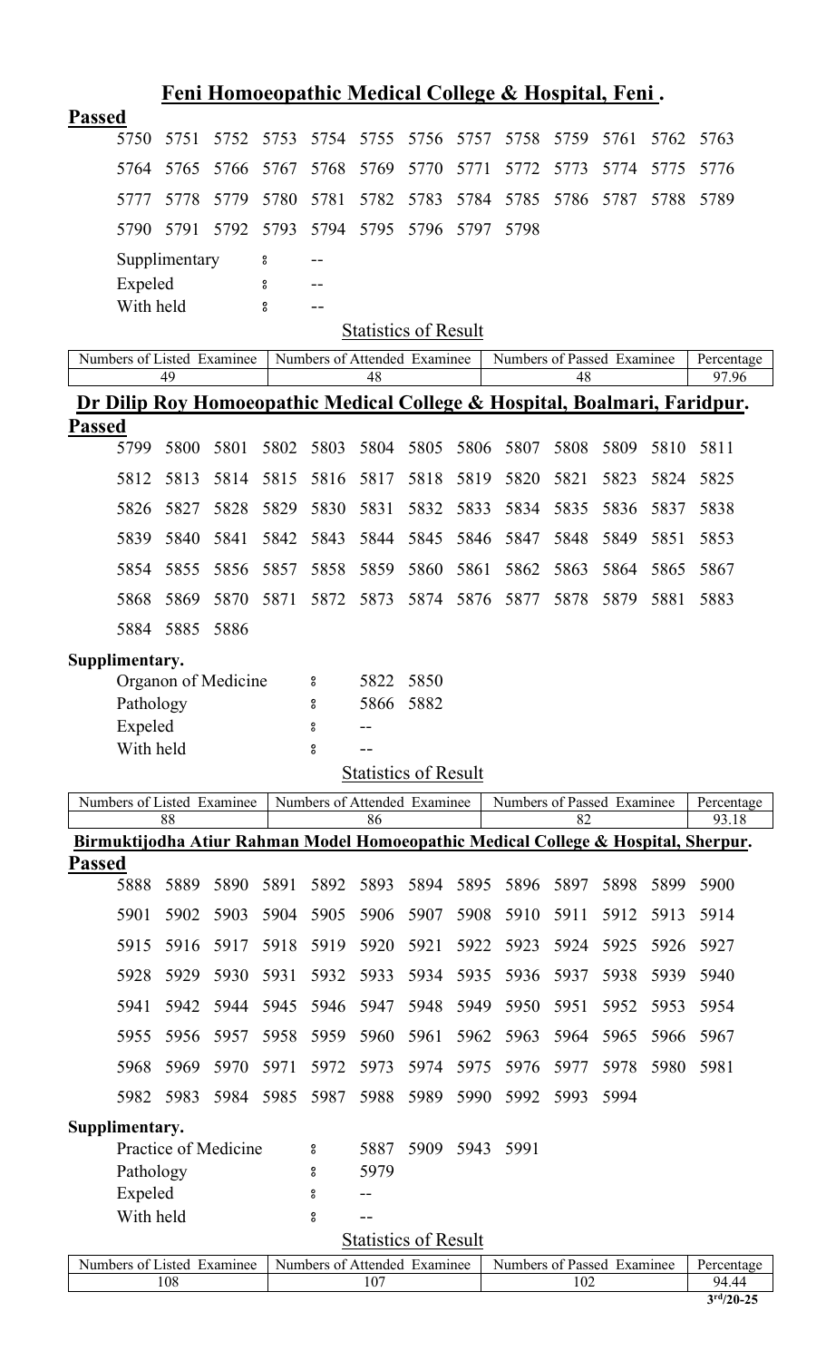## Feni Homoeopathic Medical College & Hospital, Feni .

**Passed**

| | | | | | | | | | | | | |
|---|---|---|---|---|---|---|---|---|---|---|---|---|
| 5750 | 5751 | 5752 | 5753 | 5754 | 5755 | 5756 | 5757 | 5758 | 5759 | 5761 | 5762 | 5763 |
| 5764 | 5765 | 5766 | 5767 | 5768 | 5769 | 5770 | 5771 | 5772 | 5773 | 5774 | 5775 | 5776 |
| 5777 | 5778 | 5779 | 5780 | 5781 | 5782 | 5783 | 5784 | 5785 | 5786 | 5787 | 5788 | 5789 |
| 5790 | 5791 | 5792 | 5793 | 5794 | 5795 | 5796 | 5797 | 5798 | | | | |

Supplimentary : --

Expeled : --

With held : --

Statistics of Result

| Numbers of Listed Examinee | Numbers of Attended Examinee | Numbers of Passed Examinee | Percentage |
|---|---|---|---|
| 49 | 48 | 48 | 97.96 |

## Dr Dilip Roy Homoeopathic Medical College & Hospital, Boalmari, Faridpur.

**Passed**

| | | | | | | | | | | | | |
|---|---|---|---|---|---|---|---|---|---|---|---|---|
| 5799 | 5800 | 5801 | 5802 | 5803 | 5804 | 5805 | 5806 | 5807 | 5808 | 5809 | 5810 | 5811 |
| 5812 | 5813 | 5814 | 5815 | 5816 | 5817 | 5818 | 5819 | 5820 | 5821 | 5823 | 5824 | 5825 |
| 5826 | 5827 | 5828 | 5829 | 5830 | 5831 | 5832 | 5833 | 5834 | 5835 | 5836 | 5837 | 5838 |
| 5839 | 5840 | 5841 | 5842 | 5843 | 5844 | 5845 | 5846 | 5847 | 5848 | 5849 | 5851 | 5853 |
| 5854 | 5855 | 5856 | 5857 | 5858 | 5859 | 5860 | 5861 | 5862 | 5863 | 5864 | 5865 | 5867 |
| 5868 | 5869 | 5870 | 5871 | 5872 | 5873 | 5874 | 5876 | 5877 | 5878 | 5879 | 5881 | 5883 |
| 5884 | 5885 | 5886 | | | | | | | | | | |

**Supplimentary.**

Organon of Medicine : 5822 5850

Pathology : 5866 5882

Expeled : --

With held : --

Statistics of Result

| Numbers of Listed Examinee | Numbers of Attended Examinee | Numbers of Passed Examinee | Percentage |
|---|---|---|---|
| 88 | 86 | 82 | 93.18 |

## Birmuktijodha Atiur Rahman Model Homoeopathic Medical College & Hospital, Sherpur.

**Passed**

| | | | | | | | | | | | | |
|---|---|---|---|---|---|---|---|---|---|---|---|---|
| 5888 | 5889 | 5890 | 5891 | 5892 | 5893 | 5894 | 5895 | 5896 | 5897 | 5898 | 5899 | 5900 |
| 5901 | 5902 | 5903 | 5904 | 5905 | 5906 | 5907 | 5908 | 5910 | 5911 | 5912 | 5913 | 5914 |
| 5915 | 5916 | 5917 | 5918 | 5919 | 5920 | 5921 | 5922 | 5923 | 5924 | 5925 | 5926 | 5927 |
| 5928 | 5929 | 5930 | 5931 | 5932 | 5933 | 5934 | 5935 | 5936 | 5937 | 5938 | 5939 | 5940 |
| 5941 | 5942 | 5944 | 5945 | 5946 | 5947 | 5948 | 5949 | 5950 | 5951 | 5952 | 5953 | 5954 |
| 5955 | 5956 | 5957 | 5958 | 5959 | 5960 | 5961 | 5962 | 5963 | 5964 | 5965 | 5966 | 5967 |
| 5968 | 5969 | 5970 | 5971 | 5972 | 5973 | 5974 | 5975 | 5976 | 5977 | 5978 | 5980 | 5981 |
| 5982 | 5983 | 5984 | 5985 | 5987 | 5988 | 5989 | 5990 | 5992 | 5993 | 5994 | | |

**Supplimentary.**

Practice of Medicine : 5887 5909 5943 5991

Pathology : 5979

Expeled : --

With held : --

Statistics of Result

| Numbers of Listed Examinee | Numbers of Attended Examinee | Numbers of Passed Examinee | Percentage |
|---|---|---|---|
| 108 | 107 | 102 | 94.44 |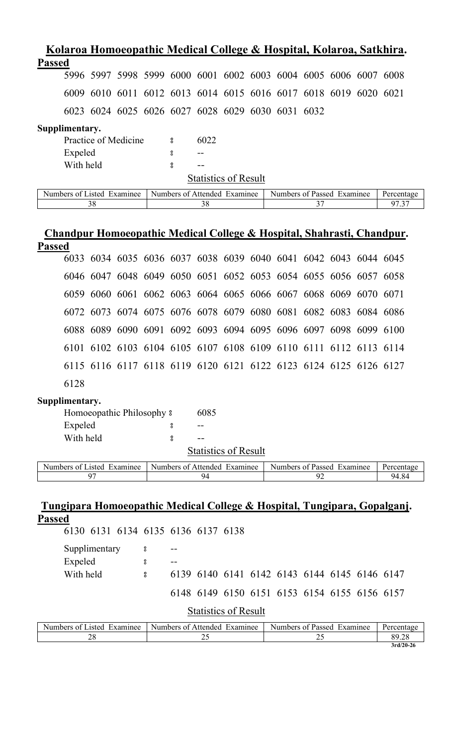## Kolaroa Homoeopathic Medical College & Hospital, Kolaroa, Satkhira.

**Passed**

5996 5997 5998 5999 6000 6001 6002 6003 6004 6005 6006 6007 6008
6009 6010 6011 6012 6013 6014 6015 6016 6017 6018 6019 6020 6021
6023 6024 6025 6026 6027 6028 6029 6030 6031 6032

**Supplimentary.**

Practice of Medicine ៖ 6022
Expeled ៖ --
With held ៖ --

Statistics of Result

| Numbers of Listed Examinee | Numbers of Attended Examinee | Numbers of Passed Examinee | Percentage |
|---|---|---|---|
| 38 | 38 | 37 | 97.37 |

## Chandpur Homoeopathic Medical College & Hospital, Shahrasti, Chandpur.

**Passed**

6033 6034 6035 6036 6037 6038 6039 6040 6041 6042 6043 6044 6045
6046 6047 6048 6049 6050 6051 6052 6053 6054 6055 6056 6057 6058
6059 6060 6061 6062 6063 6064 6065 6066 6067 6068 6069 6070 6071
6072 6073 6074 6075 6076 6078 6079 6080 6081 6082 6083 6084 6086
6088 6089 6090 6091 6092 6093 6094 6095 6096 6097 6098 6099 6100
6101 6102 6103 6104 6105 6107 6108 6109 6110 6111 6112 6113 6114
6115 6116 6117 6118 6119 6120 6121 6122 6123 6124 6125 6126 6127
6128

**Supplimentary.**

Homoeopathic Philosophy ៖ 6085
Expeled ៖ --
With held ៖ --

Statistics of Result

| Numbers of Listed Examinee | Numbers of Attended Examinee | Numbers of Passed Examinee | Percentage |
|---|---|---|---|
| 97 | 94 | 92 | 94.84 |

## Tungipara Homoeopathic Medical College & Hospital, Tungipara, Gopalganj.

**Passed**

6130 6131 6134 6135 6136 6137 6138

Supplimentary ៖ --
Expeled ៖ --
With held ៖ 6139 6140 6141 6142 6143 6144 6145 6146 6147
6148 6149 6150 6151 6153 6154 6155 6156 6157

Statistics of Result

| Numbers of Listed Examinee | Numbers of Attended Examinee | Numbers of Passed Examinee | Percentage |
|---|---|---|---|
| 28 | 25 | 25 | 89.28 |

3rd/20-26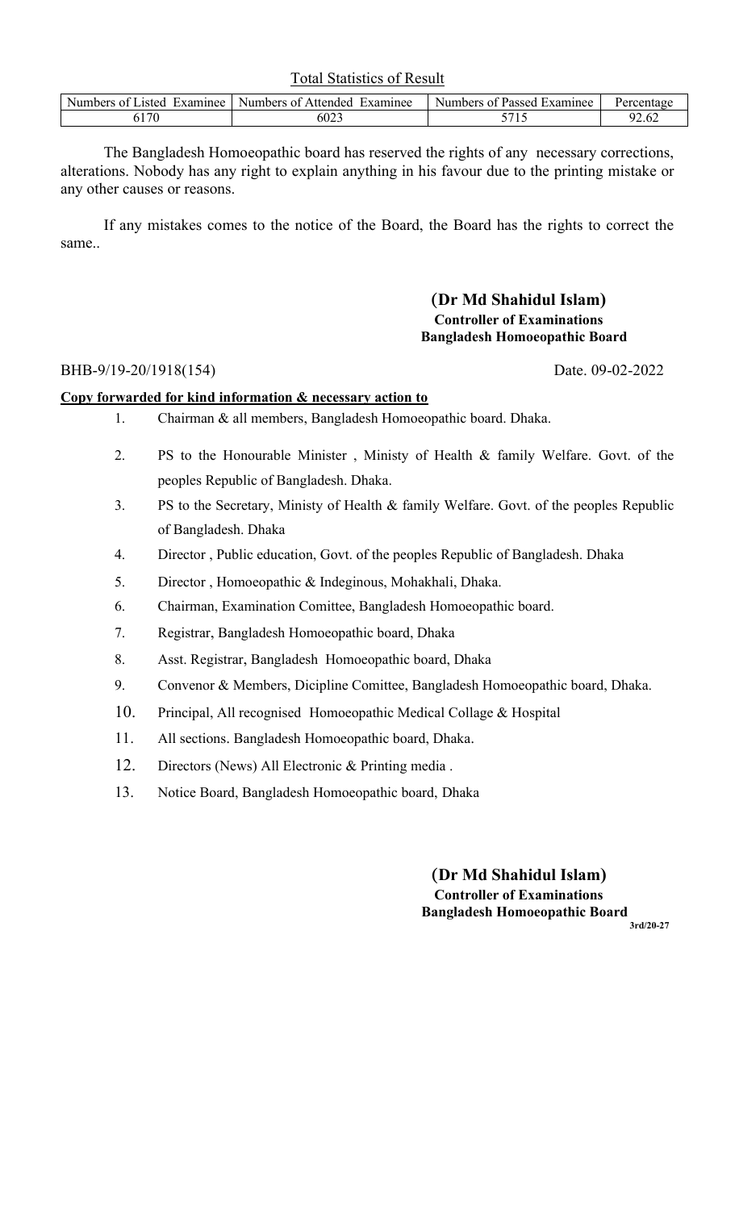Total Statistics of Result

| Numbers of Listed Examinee | Numbers of Attended Examinee | Numbers of Passed Examinee | Percentage |
|---|---|---|---|
| 6170 | 6023 | 5715 | 92.62 |

The Bangladesh Homoeopathic board has reserved the rights of any necessary corrections, alterations. Nobody has any right to explain anything in his favour due to the printing mistake or any other causes or reasons.

If any mistakes comes to the notice of the Board, the Board has the rights to correct the same..

**(Dr Md Shahidul Islam)**
**Controller of Examinations**
**Bangladesh Homoeopathic Board**

BHB-9/19-20/1918(154) Date. 09-02-2022

**Copy forwarded for kind information & necessary action to**

1. Chairman & all members, Bangladesh Homoeopathic board. Dhaka.
2. PS to the Honourable Minister , Ministy of Health & family Welfare. Govt. of the peoples Republic of Bangladesh. Dhaka.
3. PS to the Secretary, Ministy of Health & family Welfare. Govt. of the peoples Republic of Bangladesh. Dhaka
4. Director , Public education, Govt. of the peoples Republic of Bangladesh. Dhaka
5. Director , Homoeopathic & Indeginous, Mohakhali, Dhaka.
6. Chairman, Examination Comittee, Bangladesh Homoeopathic board.
7. Registrar, Bangladesh Homoeopathic board, Dhaka
8. Asst. Registrar, Bangladesh Homoeopathic board, Dhaka
9. Convenor & Members, Dicipline Comittee, Bangladesh Homoeopathic board, Dhaka.
10. Principal, All recognised Homoeopathic Medical Collage & Hospital
11. All sections. Bangladesh Homoeopathic board, Dhaka.
12. Directors (News) All Electronic & Printing media .
13. Notice Board, Bangladesh Homoeopathic board, Dhaka

**(Dr Md Shahidul Islam)**
**Controller of Examinations**
**Bangladesh Homoeopathic Board**

**3rd/20-27**